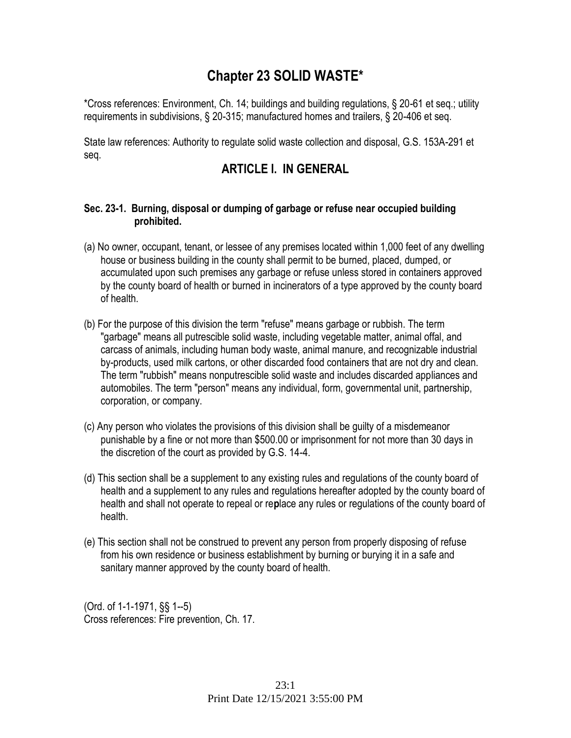# Chapter 23 SOLID WASTE*

*Cross references: Environment, Ch. 14; buildings and building regulations, § 20-61 et seq.; utility requirements in subdivisions, § 20-315; manufactured homes and trailers, § 20-406 et seq.

State law references: Authority to regulate solid waste collection and disposal, G.S. 153A-291 et seq.

## ARTICLE I. IN GENERAL

### Sec. 23-1. Burning, disposal or dumping of garbage or refuse near occupied building prohibited.

(a) No owner, occupant, tenant, or lessee of any premises located within 1,000 feet of any dwelling house or business building in the county shall permit to be burned, placed, dumped, or accumulated upon such premises any garbage or refuse unless stored in containers approved by the county board of health or burned in incinerators of a type approved by the county board of health.

(b) For the purpose of this division the term "refuse" means garbage or rubbish. The term "garbage" means all putrescible solid waste, including vegetable matter, animal offal, and carcass of animals, including human body waste, animal manure, and recognizable industrial by-products, used milk cartons, or other discarded food containers that are not dry and clean. The term "rubbish" means nonputrescible solid waste and includes discarded appliances and automobiles. The term "person" means any individual, form, governmental unit, partnership, corporation, or company.

(c) Any person who violates the provisions of this division shall be guilty of a misdemeanor punishable by a fine or not more than $500.00 or imprisonment for not more than 30 days in the discretion of the court as provided by G.S. 14-4.

(d) This section shall be a supplement to any existing rules and regulations of the county board of health and a supplement to any rules and regulations hereafter adopted by the county board of health and shall not operate to repeal or re**p**lace any rules or regulations of the county board of health.

(e) This section shall not be construed to prevent any person from properly disposing of refuse from his own residence or business establishment by burning or burying it in a safe and sanitary manner approved by the county board of health.

(Ord. of 1-1-1971, §§ 1--5)
Cross references: Fire prevention, Ch. 17.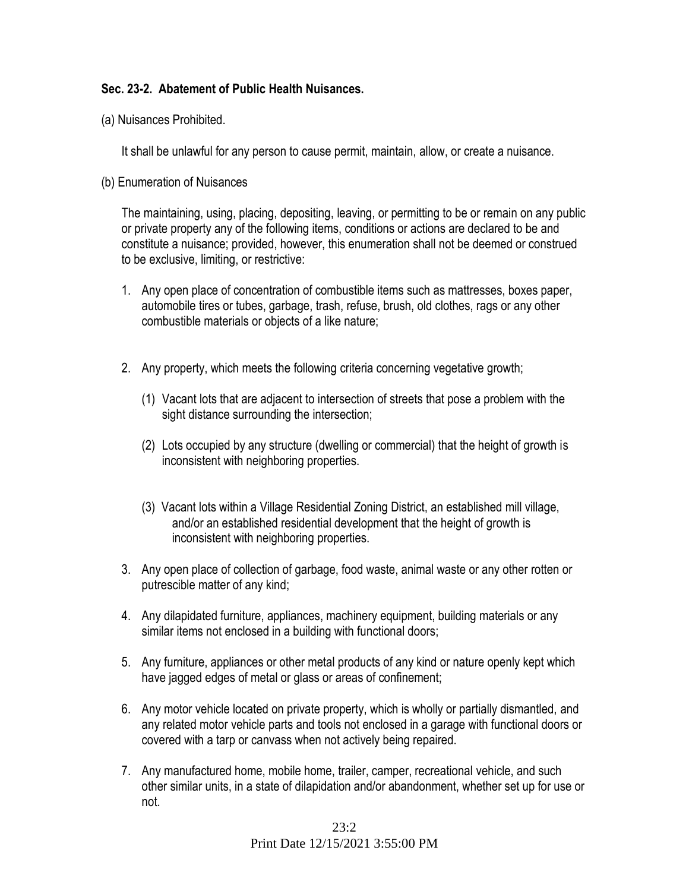**Sec. 23-2. Abatement of Public Health Nuisances.**

(a) Nuisances Prohibited.

It shall be unlawful for any person to cause permit, maintain, allow, or create a nuisance.

(b) Enumeration of Nuisances

The maintaining, using, placing, depositing, leaving, or permitting to be or remain on any public or private property any of the following items, conditions or actions are declared to be and constitute a nuisance; provided, however, this enumeration shall not be deemed or construed to be exclusive, limiting, or restrictive:

1. Any open place of concentration of combustible items such as mattresses, boxes paper, automobile tires or tubes, garbage, trash, refuse, brush, old clothes, rags or any other combustible materials or objects of a like nature;

2. Any property, which meets the following criteria concerning vegetative growth;

   (1) Vacant lots that are adjacent to intersection of streets that pose a problem with the sight distance surrounding the intersection;

   (2) Lots occupied by any structure (dwelling or commercial) that the height of growth is inconsistent with neighboring properties.

   (3) Vacant lots within a Village Residential Zoning District, an established mill village, and/or an established residential development that the height of growth is inconsistent with neighboring properties.

3. Any open place of collection of garbage, food waste, animal waste or any other rotten or putrescible matter of any kind;

4. Any dilapidated furniture, appliances, machinery equipment, building materials or any similar items not enclosed in a building with functional doors;

5. Any furniture, appliances or other metal products of any kind or nature openly kept which have jagged edges of metal or glass or areas of confinement;

6. Any motor vehicle located on private property, which is wholly or partially dismantled, and any related motor vehicle parts and tools not enclosed in a garage with functional doors or covered with a tarp or canvass when not actively being repaired.

7. Any manufactured home, mobile home, trailer, camper, recreational vehicle, and such other similar units, in a state of dilapidation and/or abandonment, whether set up for use or not.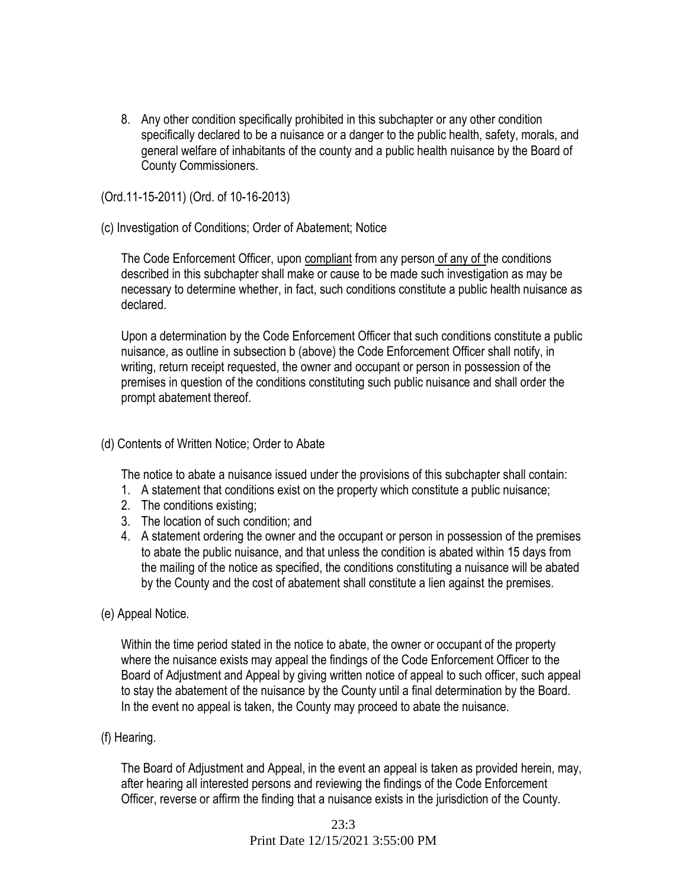8. Any other condition specifically prohibited in this subchapter or any other condition specifically declared to be a nuisance or a danger to the public health, safety, morals, and general welfare of inhabitants of the county and a public health nuisance by the Board of County Commissioners.

(Ord.11-15-2011) (Ord. of 10-16-2013)

(c) Investigation of Conditions; Order of Abatement; Notice

The Code Enforcement Officer, upon compliant from any person of any of the conditions described in this subchapter shall make or cause to be made such investigation as may be necessary to determine whether, in fact, such conditions constitute a public health nuisance as declared.

Upon a determination by the Code Enforcement Officer that such conditions constitute a public nuisance, as outline in subsection b (above) the Code Enforcement Officer shall notify, in writing, return receipt requested, the owner and occupant or person in possession of the premises in question of the conditions constituting such public nuisance and shall order the prompt abatement thereof.

(d) Contents of Written Notice; Order to Abate

The notice to abate a nuisance issued under the provisions of this subchapter shall contain:

1. A statement that conditions exist on the property which constitute a public nuisance;
2. The conditions existing;
3. The location of such condition; and
4. A statement ordering the owner and the occupant or person in possession of the premises to abate the public nuisance, and that unless the condition is abated within 15 days from the mailing of the notice as specified, the conditions constituting a nuisance will be abated by the County and the cost of abatement shall constitute a lien against the premises.

(e) Appeal Notice.

Within the time period stated in the notice to abate, the owner or occupant of the property where the nuisance exists may appeal the findings of the Code Enforcement Officer to the Board of Adjustment and Appeal by giving written notice of appeal to such officer, such appeal to stay the abatement of the nuisance by the County until a final determination by the Board. In the event no appeal is taken, the County may proceed to abate the nuisance.

(f) Hearing.

The Board of Adjustment and Appeal, in the event an appeal is taken as provided herein, may, after hearing all interested persons and reviewing the findings of the Code Enforcement Officer, reverse or affirm the finding that a nuisance exists in the jurisdiction of the County.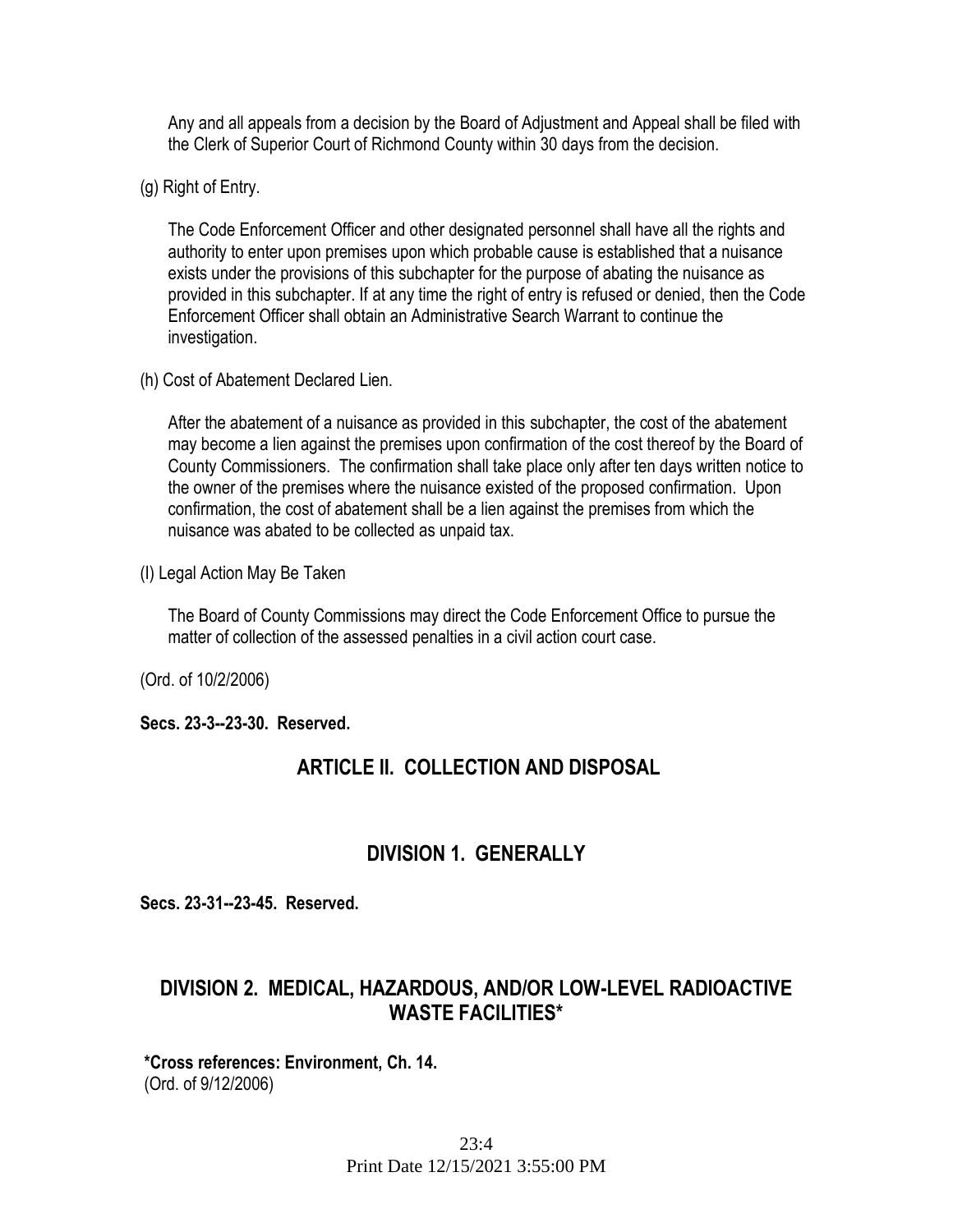Any and all appeals from a decision by the Board of Adjustment and Appeal shall be filed with the Clerk of Superior Court of Richmond County within 30 days from the decision.

(g) Right of Entry.

The Code Enforcement Officer and other designated personnel shall have all the rights and authority to enter upon premises upon which probable cause is established that a nuisance exists under the provisions of this subchapter for the purpose of abating the nuisance as provided in this subchapter. If at any time the right of entry is refused or denied, then the Code Enforcement Officer shall obtain an Administrative Search Warrant to continue the investigation.

(h) Cost of Abatement Declared Lien.

After the abatement of a nuisance as provided in this subchapter, the cost of the abatement may become a lien against the premises upon confirmation of the cost thereof by the Board of County Commissioners. The confirmation shall take place only after ten days written notice to the owner of the premises where the nuisance existed of the proposed confirmation. Upon confirmation, the cost of abatement shall be a lien against the premises from which the nuisance was abated to be collected as unpaid tax.

(I) Legal Action May Be Taken

The Board of County Commissions may direct the Code Enforcement Office to pursue the matter of collection of the assessed penalties in a civil action court case.

(Ord. of 10/2/2006)

**Secs. 23-3--23-30. Reserved.**

## ARTICLE II. COLLECTION AND DISPOSAL

### DIVISION 1. GENERALLY

**Secs. 23-31--23-45. Reserved.**

### DIVISION 2. MEDICAL, HAZARDOUS, AND/OR LOW-LEVEL RADIOACTIVE WASTE FACILITIES*

**\*Cross references: Environment, Ch. 14.**
(Ord. of 9/12/2006)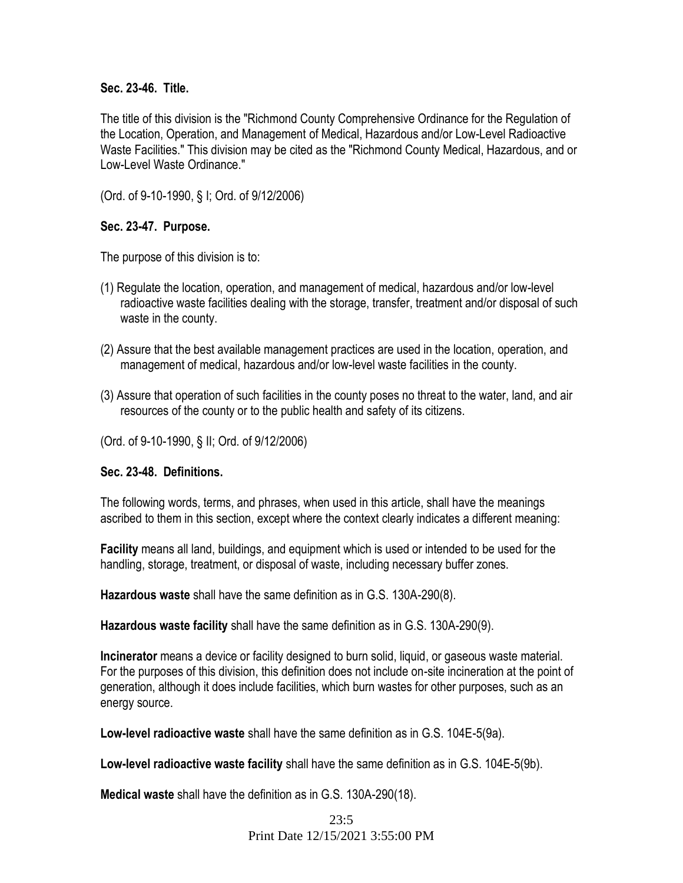**Sec. 23-46. Title.**

The title of this division is the "Richmond County Comprehensive Ordinance for the Regulation of the Location, Operation, and Management of Medical, Hazardous and/or Low-Level Radioactive Waste Facilities." This division may be cited as the "Richmond County Medical, Hazardous, and or Low-Level Waste Ordinance."

(Ord. of 9-10-1990, § I; Ord. of 9/12/2006)

**Sec. 23-47. Purpose.**

The purpose of this division is to:

(1) Regulate the location, operation, and management of medical, hazardous and/or low-level radioactive waste facilities dealing with the storage, transfer, treatment and/or disposal of such waste in the county.

(2) Assure that the best available management practices are used in the location, operation, and management of medical, hazardous and/or low-level waste facilities in the county.

(3) Assure that operation of such facilities in the county poses no threat to the water, land, and air resources of the county or to the public health and safety of its citizens.

(Ord. of 9-10-1990, § II; Ord. of 9/12/2006)

**Sec. 23-48. Definitions.**

The following words, terms, and phrases, when used in this article, shall have the meanings ascribed to them in this section, except where the context clearly indicates a different meaning:

**Facility** means all land, buildings, and equipment which is used or intended to be used for the handling, storage, treatment, or disposal of waste, including necessary buffer zones.

**Hazardous waste** shall have the same definition as in G.S. 130A-290(8).

**Hazardous waste facility** shall have the same definition as in G.S. 130A-290(9).

**Incinerator** means a device or facility designed to burn solid, liquid, or gaseous waste material. For the purposes of this division, this definition does not include on-site incineration at the point of generation, although it does include facilities, which burn wastes for other purposes, such as an energy source.

**Low-level radioactive waste** shall have the same definition as in G.S. 104E-5(9a).

**Low-level radioactive waste facility** shall have the same definition as in G.S. 104E-5(9b).

**Medical waste** shall have the definition as in G.S. 130A-290(18).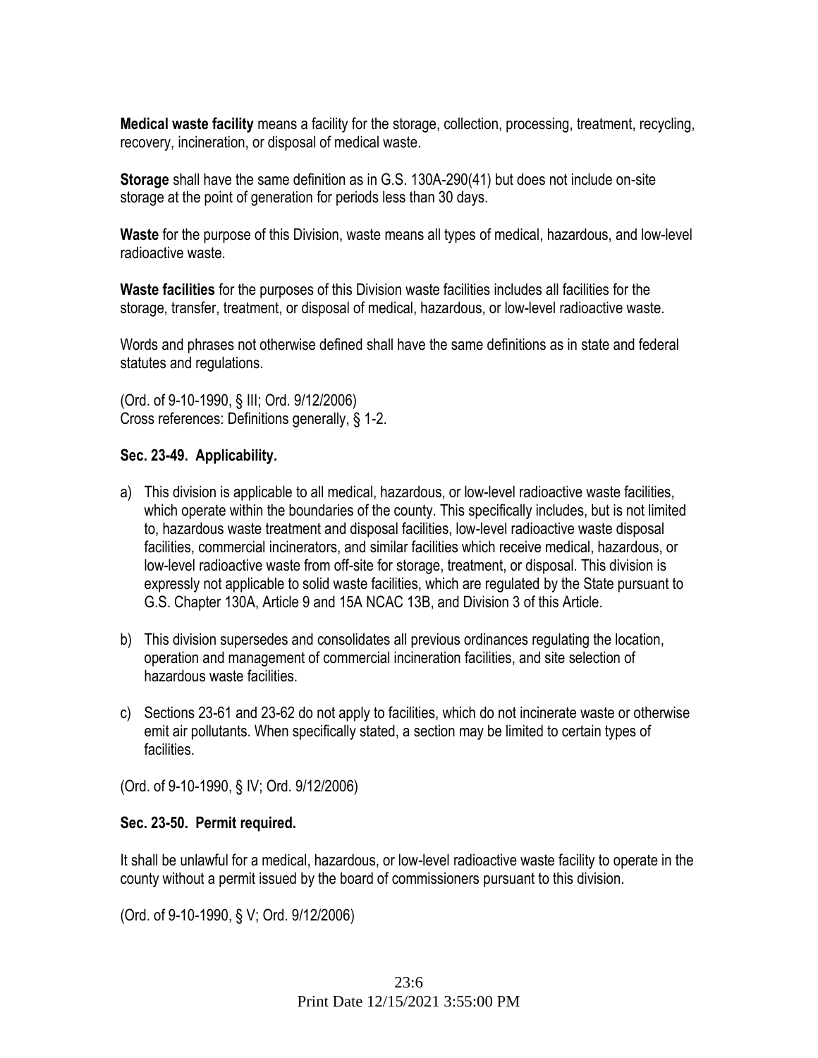**Medical waste facility** means a facility for the storage, collection, processing, treatment, recycling, recovery, incineration, or disposal of medical waste.

**Storage** shall have the same definition as in G.S. 130A-290(41) but does not include on-site storage at the point of generation for periods less than 30 days.

**Waste** for the purpose of this Division, waste means all types of medical, hazardous, and low-level radioactive waste.

**Waste facilities** for the purposes of this Division waste facilities includes all facilities for the storage, transfer, treatment, or disposal of medical, hazardous, or low-level radioactive waste.

Words and phrases not otherwise defined shall have the same definitions as in state and federal statutes and regulations.

(Ord. of 9-10-1990, § III; Ord. 9/12/2006)
Cross references: Definitions generally, § 1-2.

### Sec. 23-49. Applicability.

a) This division is applicable to all medical, hazardous, or low-level radioactive waste facilities, which operate within the boundaries of the county. This specifically includes, but is not limited to, hazardous waste treatment and disposal facilities, low-level radioactive waste disposal facilities, commercial incinerators, and similar facilities which receive medical, hazardous, or low-level radioactive waste from off-site for storage, treatment, or disposal. This division is expressly not applicable to solid waste facilities, which are regulated by the State pursuant to G.S. Chapter 130A, Article 9 and 15A NCAC 13B, and Division 3 of this Article.

b) This division supersedes and consolidates all previous ordinances regulating the location, operation and management of commercial incineration facilities, and site selection of hazardous waste facilities.

c) Sections 23-61 and 23-62 do not apply to facilities, which do not incinerate waste or otherwise emit air pollutants. When specifically stated, a section may be limited to certain types of facilities.

(Ord. of 9-10-1990, § IV; Ord. 9/12/2006)

### Sec. 23-50. Permit required.

It shall be unlawful for a medical, hazardous, or low-level radioactive waste facility to operate in the county without a permit issued by the board of commissioners pursuant to this division.

(Ord. of 9-10-1990, § V; Ord. 9/12/2006)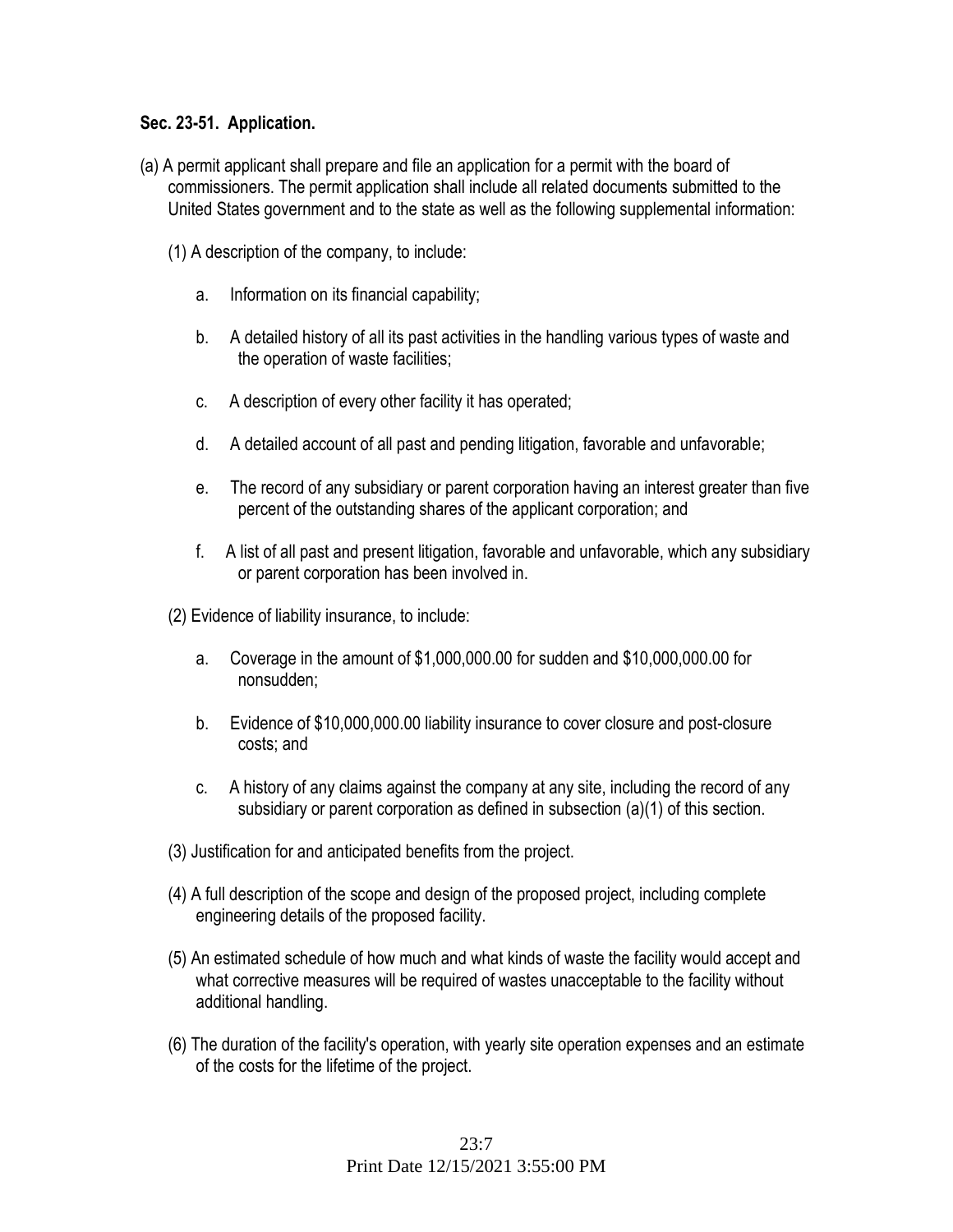**Sec. 23-51. Application.**

(a) A permit applicant shall prepare and file an application for a permit with the board of commissioners. The permit application shall include all related documents submitted to the United States government and to the state as well as the following supplemental information:

(1) A description of the company, to include:

a. Information on its financial capability;

b. A detailed history of all its past activities in the handling various types of waste and the operation of waste facilities;

c. A description of every other facility it has operated;

d. A detailed account of all past and pending litigation, favorable and unfavorable;

e. The record of any subsidiary or parent corporation having an interest greater than five percent of the outstanding shares of the applicant corporation; and

f. A list of all past and present litigation, favorable and unfavorable, which any subsidiary or parent corporation has been involved in.

(2) Evidence of liability insurance, to include:

a. Coverage in the amount of $1,000,000.00 for sudden and $10,000,000.00 for nonsudden;

b. Evidence of $10,000,000.00 liability insurance to cover closure and post-closure costs; and

c. A history of any claims against the company at any site, including the record of any subsidiary or parent corporation as defined in subsection (a)(1) of this section.

(3) Justification for and anticipated benefits from the project.

(4) A full description of the scope and design of the proposed project, including complete engineering details of the proposed facility.

(5) An estimated schedule of how much and what kinds of waste the facility would accept and what corrective measures will be required of wastes unacceptable to the facility without additional handling.

(6) The duration of the facility's operation, with yearly site operation expenses and an estimate of the costs for the lifetime of the project.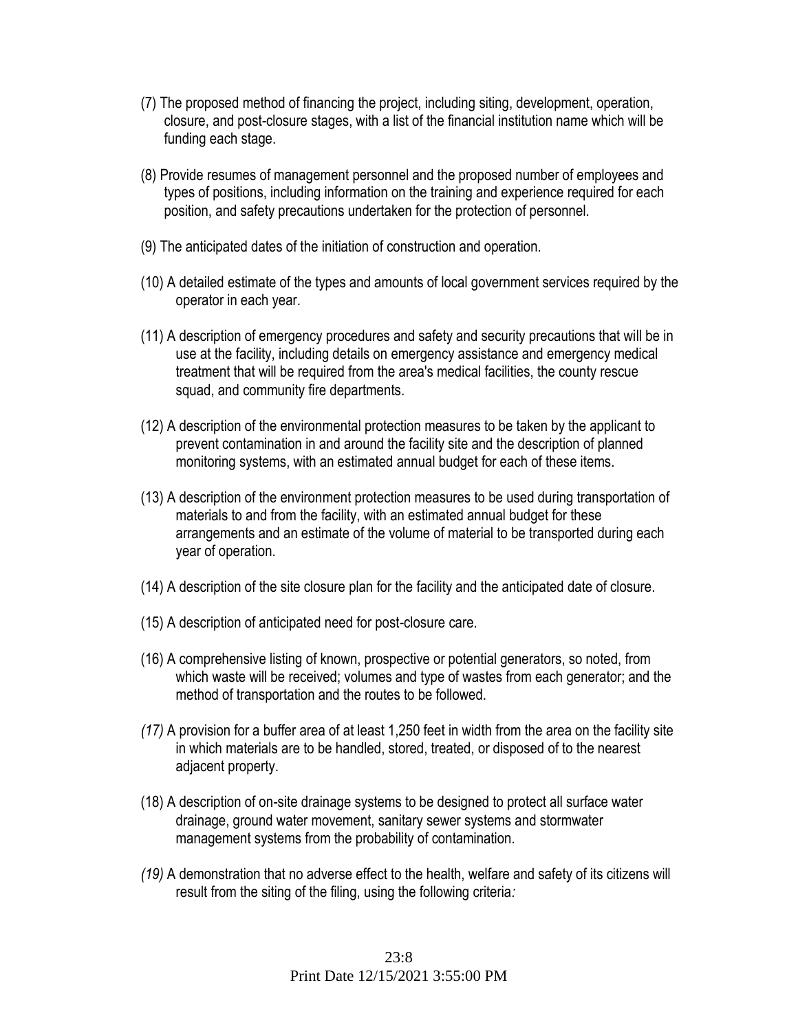(7) The proposed method of financing the project, including siting, development, operation, closure, and post-closure stages, with a list of the financial institution name which will be funding each stage.

(8) Provide resumes of management personnel and the proposed number of employees and types of positions, including information on the training and experience required for each position, and safety precautions undertaken for the protection of personnel.

(9) The anticipated dates of the initiation of construction and operation.

(10) A detailed estimate of the types and amounts of local government services required by the operator in each year.

(11) A description of emergency procedures and safety and security precautions that will be in use at the facility, including details on emergency assistance and emergency medical treatment that will be required from the area's medical facilities, the county rescue squad, and community fire departments.

(12) A description of the environmental protection measures to be taken by the applicant to prevent contamination in and around the facility site and the description of planned monitoring systems, with an estimated annual budget for each of these items.

(13) A description of the environment protection measures to be used during transportation of materials to and from the facility, with an estimated annual budget for these arrangements and an estimate of the volume of material to be transported during each year of operation.

(14) A description of the site closure plan for the facility and the anticipated date of closure.

(15) A description of anticipated need for post-closure care.

(16) A comprehensive listing of known, prospective or potential generators, so noted, from which waste will be received; volumes and type of wastes from each generator; and the method of transportation and the routes to be followed.

*(17)* A provision for a buffer area of at least 1,250 feet in width from the area on the facility site in which materials are to be handled, stored, treated, or disposed of to the nearest adjacent property.

(18) A description of on-site drainage systems to be designed to protect all surface water drainage, ground water movement, sanitary sewer systems and stormwater management systems from the probability of contamination.

*(19)* A demonstration that no adverse effect to the health, welfare and safety of its citizens will result from the siting of the filing, using the following criteria*:*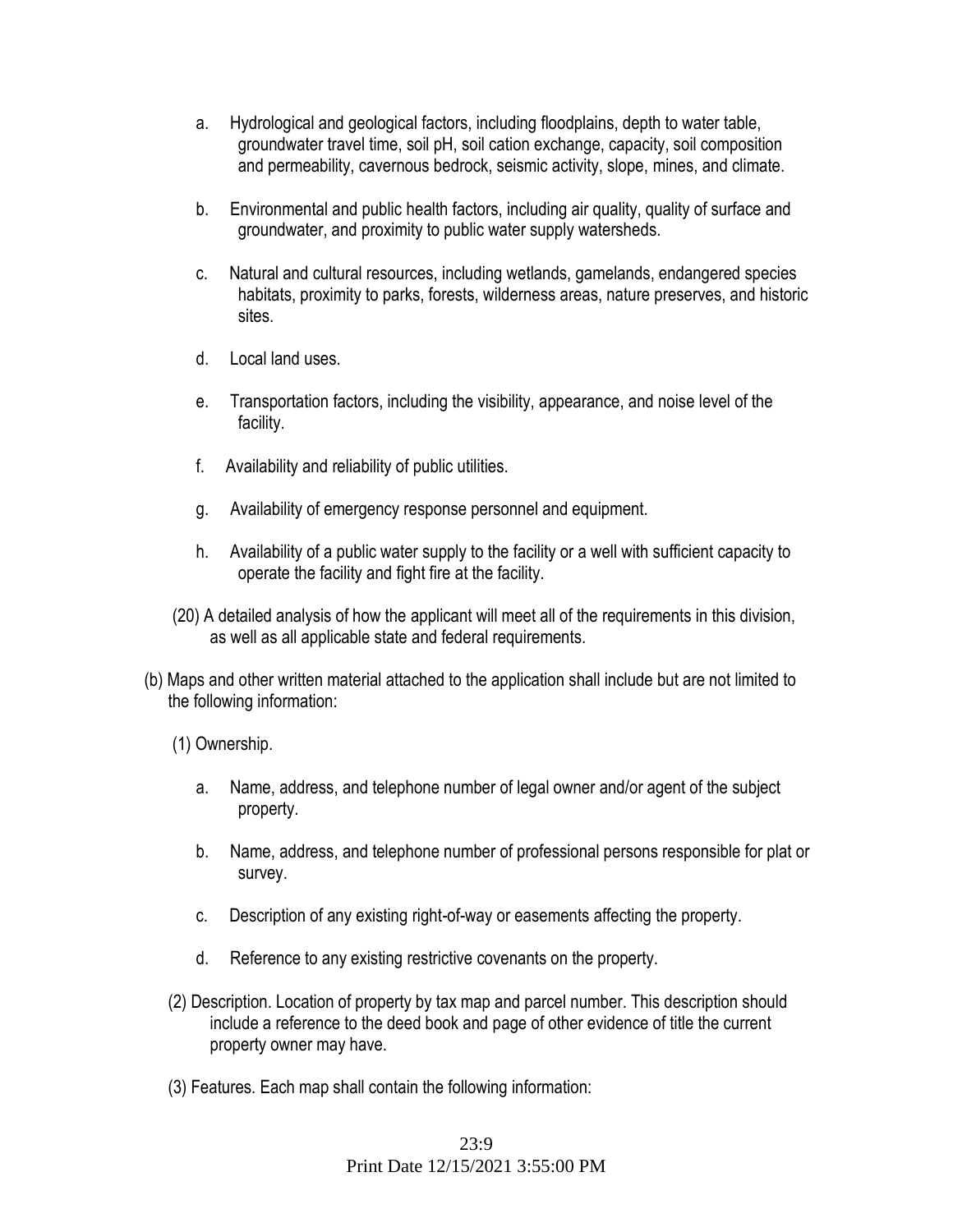a. Hydrological and geological factors, including floodplains, depth to water table, groundwater travel time, soil pH, soil cation exchange, capacity, soil composition and permeability, cavernous bedrock, seismic activity, slope, mines, and climate.

b. Environmental and public health factors, including air quality, quality of surface and groundwater, and proximity to public water supply watersheds.

c. Natural and cultural resources, including wetlands, gamelands, endangered species habitats, proximity to parks, forests, wilderness areas, nature preserves, and historic sites.

d. Local land uses.

e. Transportation factors, including the visibility, appearance, and noise level of the facility.

f. Availability and reliability of public utilities.

g. Availability of emergency response personnel and equipment.

h. Availability of a public water supply to the facility or a well with sufficient capacity to operate the facility and fight fire at the facility.

(20) A detailed analysis of how the applicant will meet all of the requirements in this division, as well as all applicable state and federal requirements.

(b) Maps and other written material attached to the application shall include but are not limited to the following information:

(1) Ownership.

a. Name, address, and telephone number of legal owner and/or agent of the subject property.

b. Name, address, and telephone number of professional persons responsible for plat or survey.

c. Description of any existing right-of-way or easements affecting the property.

d. Reference to any existing restrictive covenants on the property.

(2) Description. Location of property by tax map and parcel number. This description should include a reference to the deed book and page of other evidence of title the current property owner may have.

(3) Features. Each map shall contain the following information: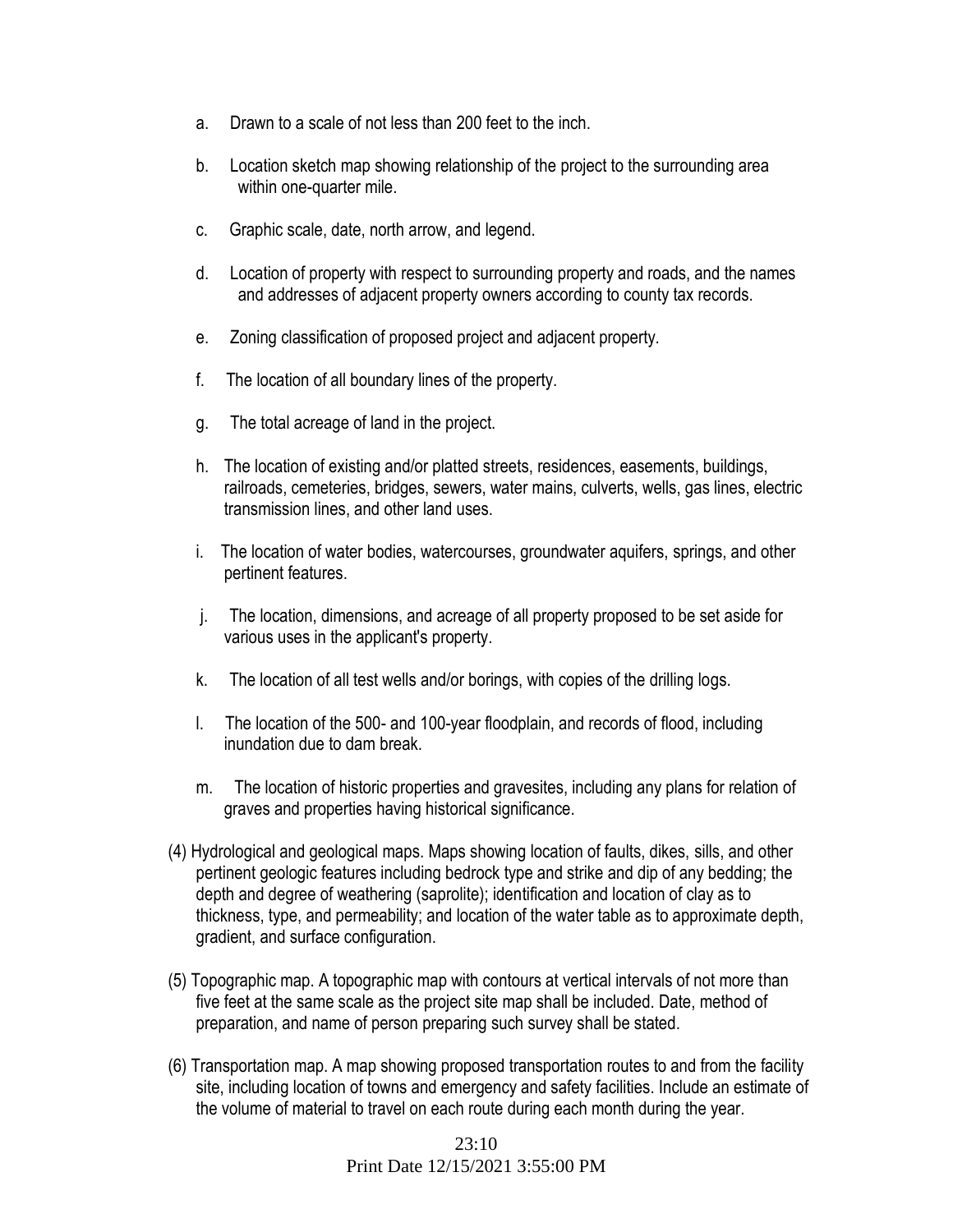a. Drawn to a scale of not less than 200 feet to the inch.

b. Location sketch map showing relationship of the project to the surrounding area within one-quarter mile.

c. Graphic scale, date, north arrow, and legend.

d. Location of property with respect to surrounding property and roads, and the names and addresses of adjacent property owners according to county tax records.

e. Zoning classification of proposed project and adjacent property.

f. The location of all boundary lines of the property.

g. The total acreage of land in the project.

h. The location of existing and/or platted streets, residences, easements, buildings, railroads, cemeteries, bridges, sewers, water mains, culverts, wells, gas lines, electric transmission lines, and other land uses.

i. The location of water bodies, watercourses, groundwater aquifers, springs, and other pertinent features.

j. The location, dimensions, and acreage of all property proposed to be set aside for various uses in the applicant's property.

k. The location of all test wells and/or borings, with copies of the drilling logs.

l. The location of the 500- and 100-year floodplain, and records of flood, including inundation due to dam break.

m. The location of historic properties and gravesites, including any plans for relation of graves and properties having historical significance.

(4) Hydrological and geological maps. Maps showing location of faults, dikes, sills, and other pertinent geologic features including bedrock type and strike and dip of any bedding; the depth and degree of weathering (saprolite); identification and location of clay as to thickness, type, and permeability; and location of the water table as to approximate depth, gradient, and surface configuration.

(5) Topographic map. A topographic map with contours at vertical intervals of not more than five feet at the same scale as the project site map shall be included. Date, method of preparation, and name of person preparing such survey shall be stated.

(6) Transportation map. A map showing proposed transportation routes to and from the facility site, including location of towns and emergency and safety facilities. Include an estimate of the volume of material to travel on each route during each month during the year.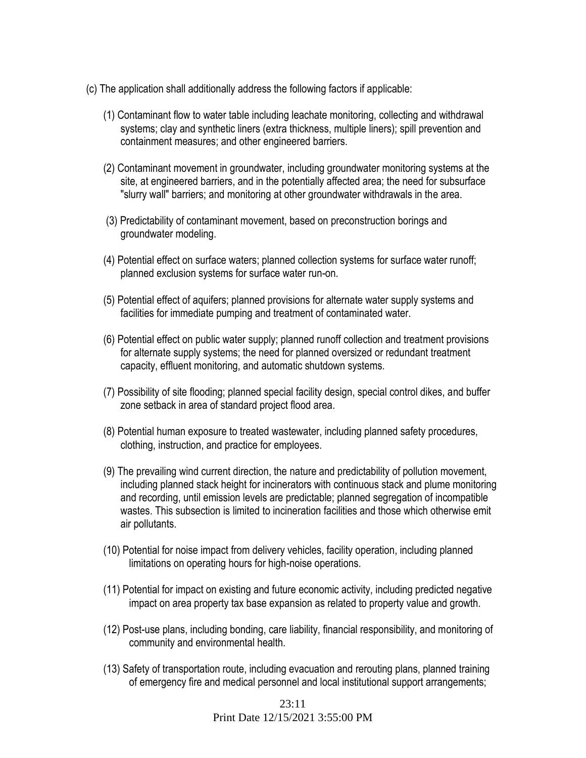(c) The application shall additionally address the following factors if applicable:

(1) Contaminant flow to water table including leachate monitoring, collecting and withdrawal systems; clay and synthetic liners (extra thickness, multiple liners); spill prevention and containment measures; and other engineered barriers.

(2) Contaminant movement in groundwater, including groundwater monitoring systems at the site, at engineered barriers, and in the potentially affected area; the need for subsurface "slurry wall" barriers; and monitoring at other groundwater withdrawals in the area.

(3) Predictability of contaminant movement, based on preconstruction borings and groundwater modeling.

(4) Potential effect on surface waters; planned collection systems for surface water runoff; planned exclusion systems for surface water run-on.

(5) Potential effect of aquifers; planned provisions for alternate water supply systems and facilities for immediate pumping and treatment of contaminated water.

(6) Potential effect on public water supply; planned runoff collection and treatment provisions for alternate supply systems; the need for planned oversized or redundant treatment capacity, effluent monitoring, and automatic shutdown systems.

(7) Possibility of site flooding; planned special facility design, special control dikes, and buffer zone setback in area of standard project flood area.

(8) Potential human exposure to treated wastewater, including planned safety procedures, clothing, instruction, and practice for employees.

(9) The prevailing wind current direction, the nature and predictability of pollution movement, including planned stack height for incinerators with continuous stack and plume monitoring and recording, until emission levels are predictable; planned segregation of incompatible wastes. This subsection is limited to incineration facilities and those which otherwise emit air pollutants.

(10) Potential for noise impact from delivery vehicles, facility operation, including planned limitations on operating hours for high-noise operations.

(11) Potential for impact on existing and future economic activity, including predicted negative impact on area property tax base expansion as related to property value and growth.

(12) Post-use plans, including bonding, care liability, financial responsibility, and monitoring of community and environmental health.

(13) Safety of transportation route, including evacuation and rerouting plans, planned training of emergency fire and medical personnel and local institutional support arrangements;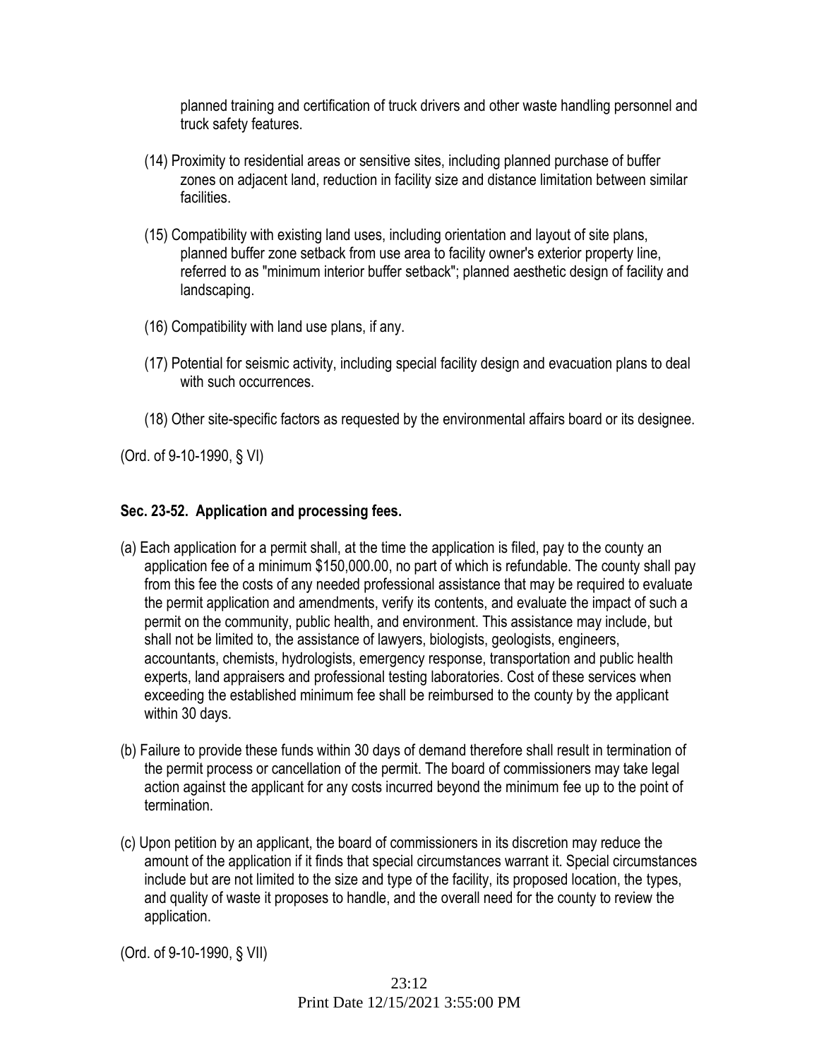planned training and certification of truck drivers and other waste handling personnel and truck safety features.

(14) Proximity to residential areas or sensitive sites, including planned purchase of buffer zones on adjacent land, reduction in facility size and distance limitation between similar facilities.

(15) Compatibility with existing land uses, including orientation and layout of site plans, planned buffer zone setback from use area to facility owner's exterior property line, referred to as "minimum interior buffer setback"; planned aesthetic design of facility and landscaping.

(16) Compatibility with land use plans, if any.

(17) Potential for seismic activity, including special facility design and evacuation plans to deal with such occurrences.

(18) Other site-specific factors as requested by the environmental affairs board or its designee.

(Ord. of 9-10-1990, § VI)

**Sec. 23-52. Application and processing fees.**

(a) Each application for a permit shall, at the time the application is filed, pay to the county an application fee of a minimum $150,000.00, no part of which is refundable. The county shall pay from this fee the costs of any needed professional assistance that may be required to evaluate the permit application and amendments, verify its contents, and evaluate the impact of such a permit on the community, public health, and environment. This assistance may include, but shall not be limited to, the assistance of lawyers, biologists, geologists, engineers, accountants, chemists, hydrologists, emergency response, transportation and public health experts, land appraisers and professional testing laboratories. Cost of these services when exceeding the established minimum fee shall be reimbursed to the county by the applicant within 30 days.

(b) Failure to provide these funds within 30 days of demand therefore shall result in termination of the permit process or cancellation of the permit. The board of commissioners may take legal action against the applicant for any costs incurred beyond the minimum fee up to the point of termination.

(c) Upon petition by an applicant, the board of commissioners in its discretion may reduce the amount of the application if it finds that special circumstances warrant it. Special circumstances include but are not limited to the size and type of the facility, its proposed location, the types, and quality of waste it proposes to handle, and the overall need for the county to review the application.

(Ord. of 9-10-1990, § VII)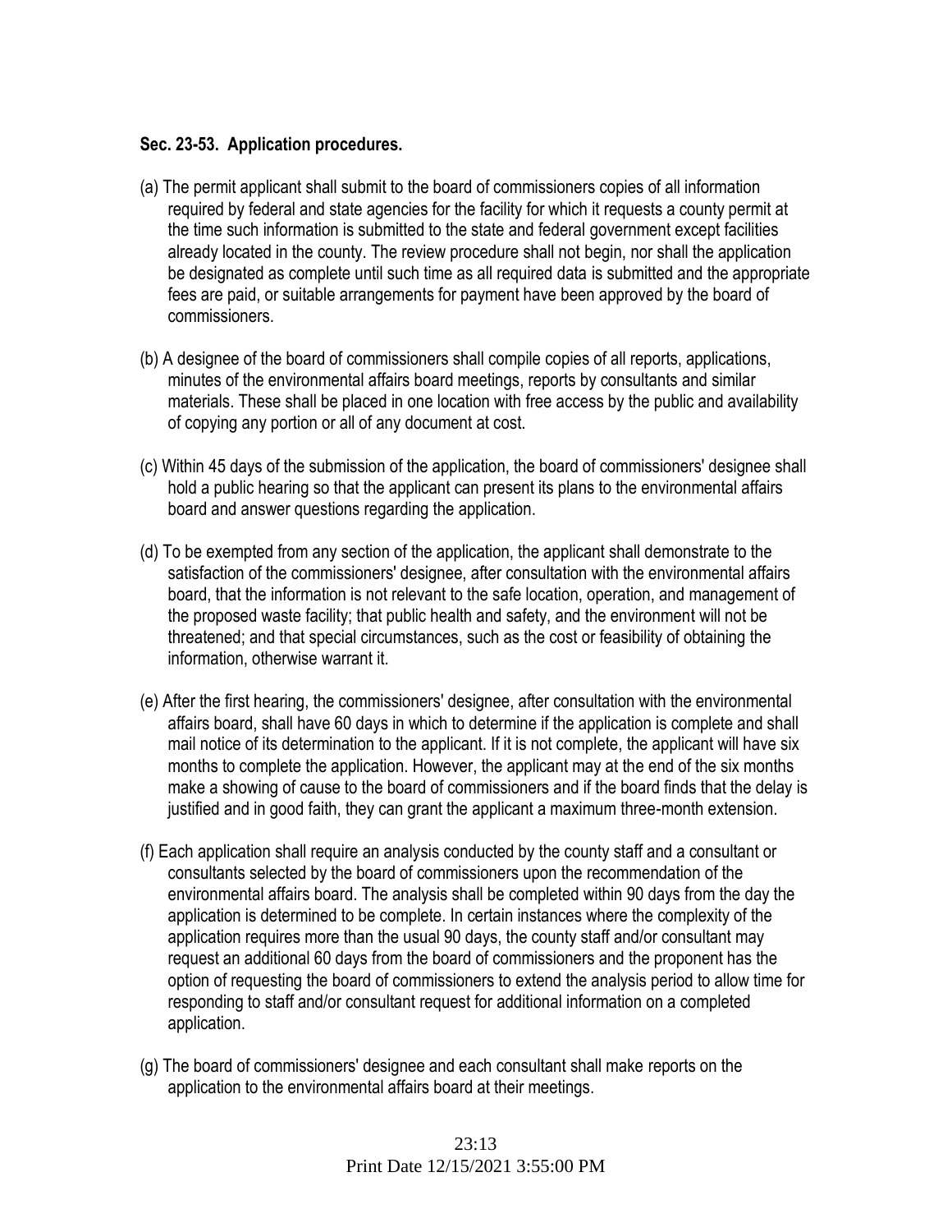### Sec. 23-53. Application procedures.

(a) The permit applicant shall submit to the board of commissioners copies of all information required by federal and state agencies for the facility for which it requests a county permit at the time such information is submitted to the state and federal government except facilities already located in the county. The review procedure shall not begin, nor shall the application be designated as complete until such time as all required data is submitted and the appropriate fees are paid, or suitable arrangements for payment have been approved by the board of commissioners.

(b) A designee of the board of commissioners shall compile copies of all reports, applications, minutes of the environmental affairs board meetings, reports by consultants and similar materials. These shall be placed in one location with free access by the public and availability of copying any portion or all of any document at cost.

(c) Within 45 days of the submission of the application, the board of commissioners' designee shall hold a public hearing so that the applicant can present its plans to the environmental affairs board and answer questions regarding the application.

(d) To be exempted from any section of the application, the applicant shall demonstrate to the satisfaction of the commissioners' designee, after consultation with the environmental affairs board, that the information is not relevant to the safe location, operation, and management of the proposed waste facility; that public health and safety, and the environment will not be threatened; and that special circumstances, such as the cost or feasibility of obtaining the information, otherwise warrant it.

(e) After the first hearing, the commissioners' designee, after consultation with the environmental affairs board, shall have 60 days in which to determine if the application is complete and shall mail notice of its determination to the applicant. If it is not complete, the applicant will have six months to complete the application. However, the applicant may at the end of the six months make a showing of cause to the board of commissioners and if the board finds that the delay is justified and in good faith, they can grant the applicant a maximum three-month extension.

(f) Each application shall require an analysis conducted by the county staff and a consultant or consultants selected by the board of commissioners upon the recommendation of the environmental affairs board. The analysis shall be completed within 90 days from the day the application is determined to be complete. In certain instances where the complexity of the application requires more than the usual 90 days, the county staff and/or consultant may request an additional 60 days from the board of commissioners and the proponent has the option of requesting the board of commissioners to extend the analysis period to allow time for responding to staff and/or consultant request for additional information on a completed application.

(g) The board of commissioners' designee and each consultant shall make reports on the application to the environmental affairs board at their meetings.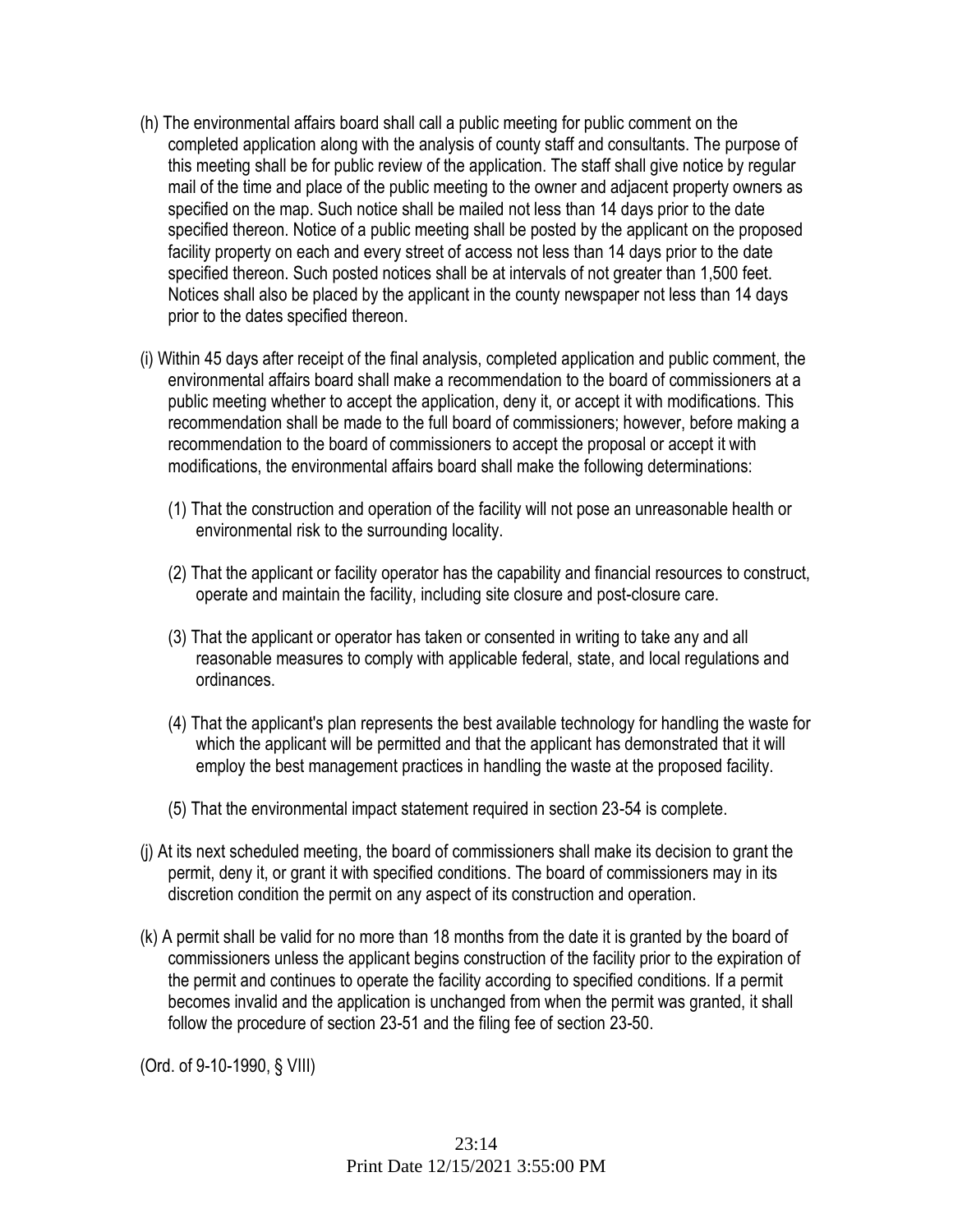(h) The environmental affairs board shall call a public meeting for public comment on the completed application along with the analysis of county staff and consultants. The purpose of this meeting shall be for public review of the application. The staff shall give notice by regular mail of the time and place of the public meeting to the owner and adjacent property owners as specified on the map. Such notice shall be mailed not less than 14 days prior to the date specified thereon. Notice of a public meeting shall be posted by the applicant on the proposed facility property on each and every street of access not less than 14 days prior to the date specified thereon. Such posted notices shall be at intervals of not greater than 1,500 feet. Notices shall also be placed by the applicant in the county newspaper not less than 14 days prior to the dates specified thereon.

(i) Within 45 days after receipt of the final analysis, completed application and public comment, the environmental affairs board shall make a recommendation to the board of commissioners at a public meeting whether to accept the application, deny it, or accept it with modifications. This recommendation shall be made to the full board of commissioners; however, before making a recommendation to the board of commissioners to accept the proposal or accept it with modifications, the environmental affairs board shall make the following determinations:

(1) That the construction and operation of the facility will not pose an unreasonable health or environmental risk to the surrounding locality.

(2) That the applicant or facility operator has the capability and financial resources to construct, operate and maintain the facility, including site closure and post-closure care.

(3) That the applicant or operator has taken or consented in writing to take any and all reasonable measures to comply with applicable federal, state, and local regulations and ordinances.

(4) That the applicant's plan represents the best available technology for handling the waste for which the applicant will be permitted and that the applicant has demonstrated that it will employ the best management practices in handling the waste at the proposed facility.

(5) That the environmental impact statement required in section 23-54 is complete.

(j) At its next scheduled meeting, the board of commissioners shall make its decision to grant the permit, deny it, or grant it with specified conditions. The board of commissioners may in its discretion condition the permit on any aspect of its construction and operation.

(k) A permit shall be valid for no more than 18 months from the date it is granted by the board of commissioners unless the applicant begins construction of the facility prior to the expiration of the permit and continues to operate the facility according to specified conditions. If a permit becomes invalid and the application is unchanged from when the permit was granted, it shall follow the procedure of section 23-51 and the filing fee of section 23-50.

(Ord. of 9-10-1990, § VIII)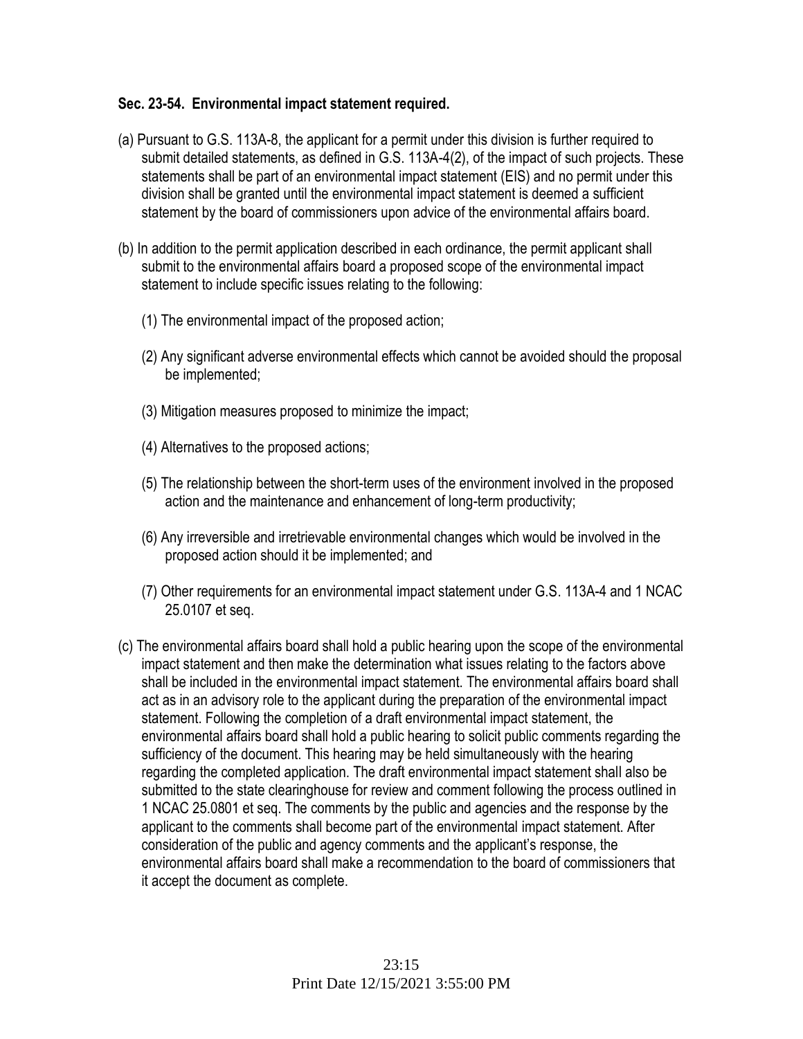**Sec. 23-54. Environmental impact statement required.**

(a) Pursuant to G.S. 113A-8, the applicant for a permit under this division is further required to submit detailed statements, as defined in G.S. 113A-4(2), of the impact of such projects. These statements shall be part of an environmental impact statement (EIS) and no permit under this division shall be granted until the environmental impact statement is deemed a sufficient statement by the board of commissioners upon advice of the environmental affairs board.

(b) In addition to the permit application described in each ordinance, the permit applicant shall submit to the environmental affairs board a proposed scope of the environmental impact statement to include specific issues relating to the following:

(1) The environmental impact of the proposed action;

(2) Any significant adverse environmental effects which cannot be avoided should the proposal be implemented;

(3) Mitigation measures proposed to minimize the impact;

(4) Alternatives to the proposed actions;

(5) The relationship between the short-term uses of the environment involved in the proposed action and the maintenance and enhancement of long-term productivity;

(6) Any irreversible and irretrievable environmental changes which would be involved in the proposed action should it be implemented; and

(7) Other requirements for an environmental impact statement under G.S. 113A-4 and 1 NCAC 25.0107 et seq.

(c) The environmental affairs board shall hold a public hearing upon the scope of the environmental impact statement and then make the determination what issues relating to the factors above shall be included in the environmental impact statement. The environmental affairs board shall act as in an advisory role to the applicant during the preparation of the environmental impact statement. Following the completion of a draft environmental impact statement, the environmental affairs board shall hold a public hearing to solicit public comments regarding the sufficiency of the document. This hearing may be held simultaneously with the hearing regarding the completed application. The draft environmental impact statement shall also be submitted to the state clearinghouse for review and comment following the process outlined in 1 NCAC 25.0801 et seq. The comments by the public and agencies and the response by the applicant to the comments shall become part of the environmental impact statement. After consideration of the public and agency comments and the applicant's response, the environmental affairs board shall make a recommendation to the board of commissioners that it accept the document as complete.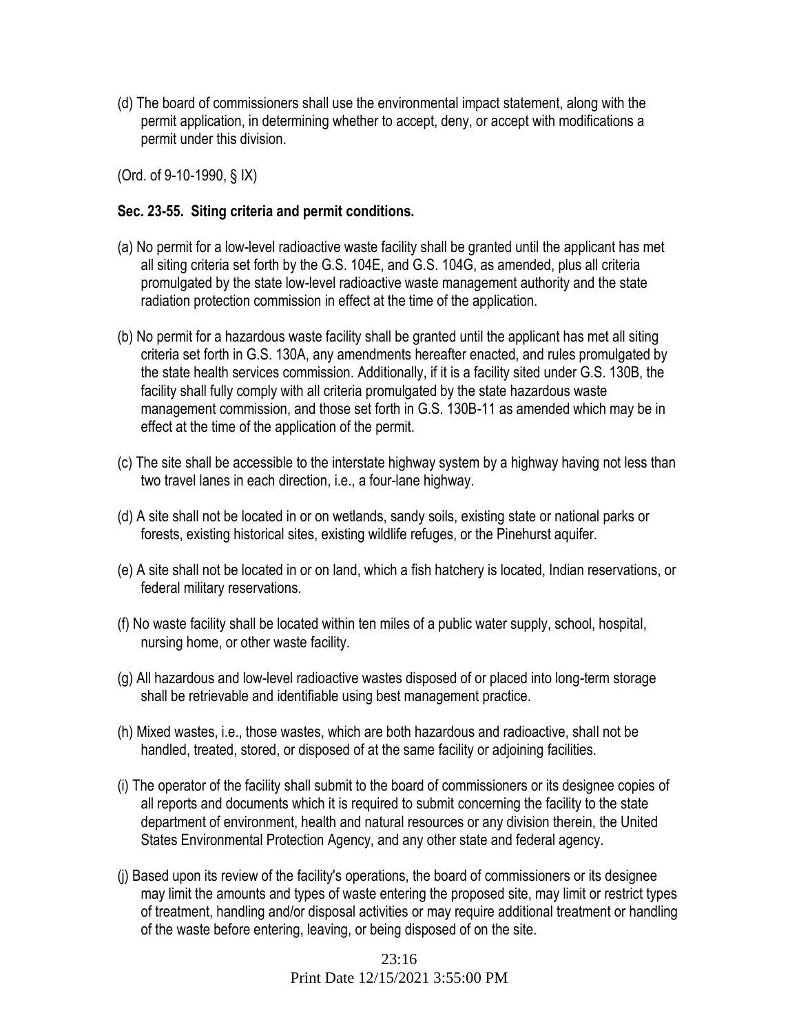(d) The board of commissioners shall use the environmental impact statement, along with the permit application, in determining whether to accept, deny, or accept with modifications a permit under this division.

(Ord. of 9-10-1990, § IX)

**Sec. 23-55. Siting criteria and permit conditions.**

(a) No permit for a low-level radioactive waste facility shall be granted until the applicant has met all siting criteria set forth by the G.S. 104E, and G.S. 104G, as amended, plus all criteria promulgated by the state low-level radioactive waste management authority and the state radiation protection commission in effect at the time of the application.

(b) No permit for a hazardous waste facility shall be granted until the applicant has met all siting criteria set forth in G.S. 130A, any amendments hereafter enacted, and rules promulgated by the state health services commission. Additionally, if it is a facility sited under G.S. 130B, the facility shall fully comply with all criteria promulgated by the state hazardous waste management commission, and those set forth in G.S. 130B-11 as amended which may be in effect at the time of the application of the permit.

(c) The site shall be accessible to the interstate highway system by a highway having not less than two travel lanes in each direction, i.e., a four-lane highway.

(d) A site shall not be located in or on wetlands, sandy soils, existing state or national parks or forests, existing historical sites, existing wildlife refuges, or the Pinehurst aquifer.

(e) A site shall not be located in or on land, which a fish hatchery is located, Indian reservations, or federal military reservations.

(f) No waste facility shall be located within ten miles of a public water supply, school, hospital, nursing home, or other waste facility.

(g) All hazardous and low-level radioactive wastes disposed of or placed into long-term storage shall be retrievable and identifiable using best management practice.

(h) Mixed wastes, i.e., those wastes, which are both hazardous and radioactive, shall not be handled, treated, stored, or disposed of at the same facility or adjoining facilities.

(i) The operator of the facility shall submit to the board of commissioners or its designee copies of all reports and documents which it is required to submit concerning the facility to the state department of environment, health and natural resources or any division therein, the United States Environmental Protection Agency, and any other state and federal agency.

(j) Based upon its review of the facility's operations, the board of commissioners or its designee may limit the amounts and types of waste entering the proposed site, may limit or restrict types of treatment, handling and/or disposal activities or may require additional treatment or handling of the waste before entering, leaving, or being disposed of on the site.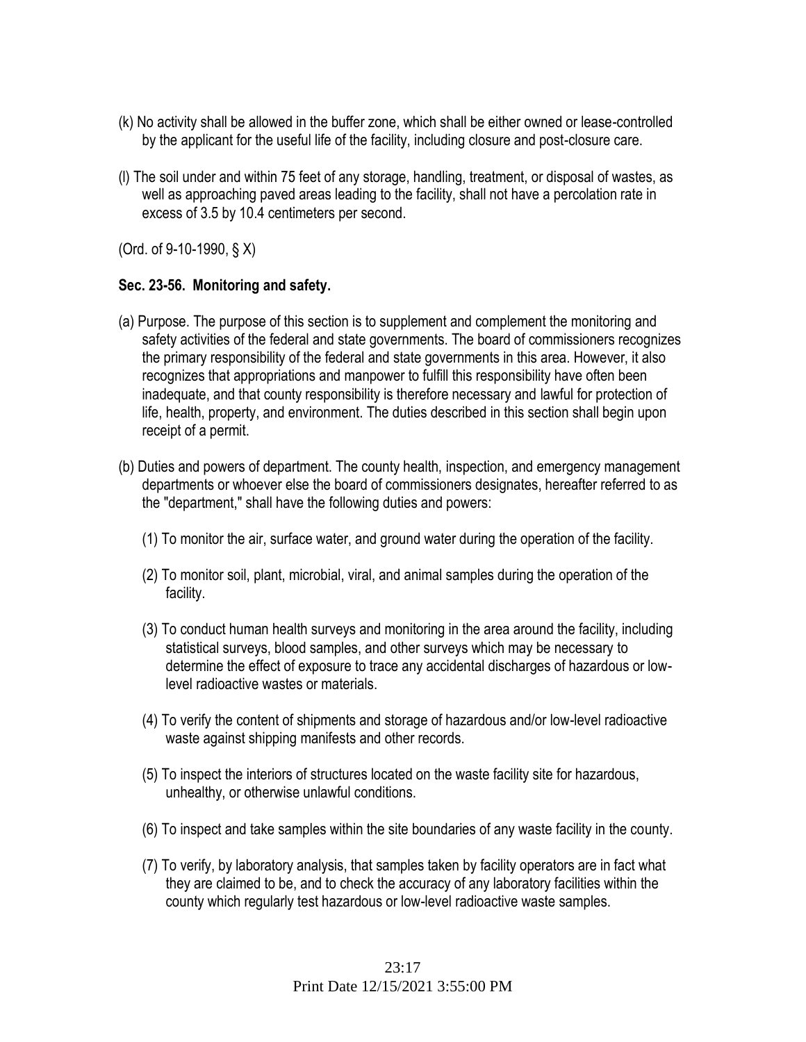(k) No activity shall be allowed in the buffer zone, which shall be either owned or lease-controlled by the applicant for the useful life of the facility, including closure and post-closure care.

(l) The soil under and within 75 feet of any storage, handling, treatment, or disposal of wastes, as well as approaching paved areas leading to the facility, shall not have a percolation rate in excess of 3.5 by 10.4 centimeters per second.

(Ord. of 9-10-1990, § X)

**Sec. 23-56. Monitoring and safety.**

(a) Purpose. The purpose of this section is to supplement and complement the monitoring and safety activities of the federal and state governments. The board of commissioners recognizes the primary responsibility of the federal and state governments in this area. However, it also recognizes that appropriations and manpower to fulfill this responsibility have often been inadequate, and that county responsibility is therefore necessary and lawful for protection of life, health, property, and environment. The duties described in this section shall begin upon receipt of a permit.

(b) Duties and powers of department. The county health, inspection, and emergency management departments or whoever else the board of commissioners designates, hereafter referred to as the "department," shall have the following duties and powers:

(1) To monitor the air, surface water, and ground water during the operation of the facility.

(2) To monitor soil, plant, microbial, viral, and animal samples during the operation of the facility.

(3) To conduct human health surveys and monitoring in the area around the facility, including statistical surveys, blood samples, and other surveys which may be necessary to determine the effect of exposure to trace any accidental discharges of hazardous or low-level radioactive wastes or materials.

(4) To verify the content of shipments and storage of hazardous and/or low-level radioactive waste against shipping manifests and other records.

(5) To inspect the interiors of structures located on the waste facility site for hazardous, unhealthy, or otherwise unlawful conditions.

(6) To inspect and take samples within the site boundaries of any waste facility in the county.

(7) To verify, by laboratory analysis, that samples taken by facility operators are in fact what they are claimed to be, and to check the accuracy of any laboratory facilities within the county which regularly test hazardous or low-level radioactive waste samples.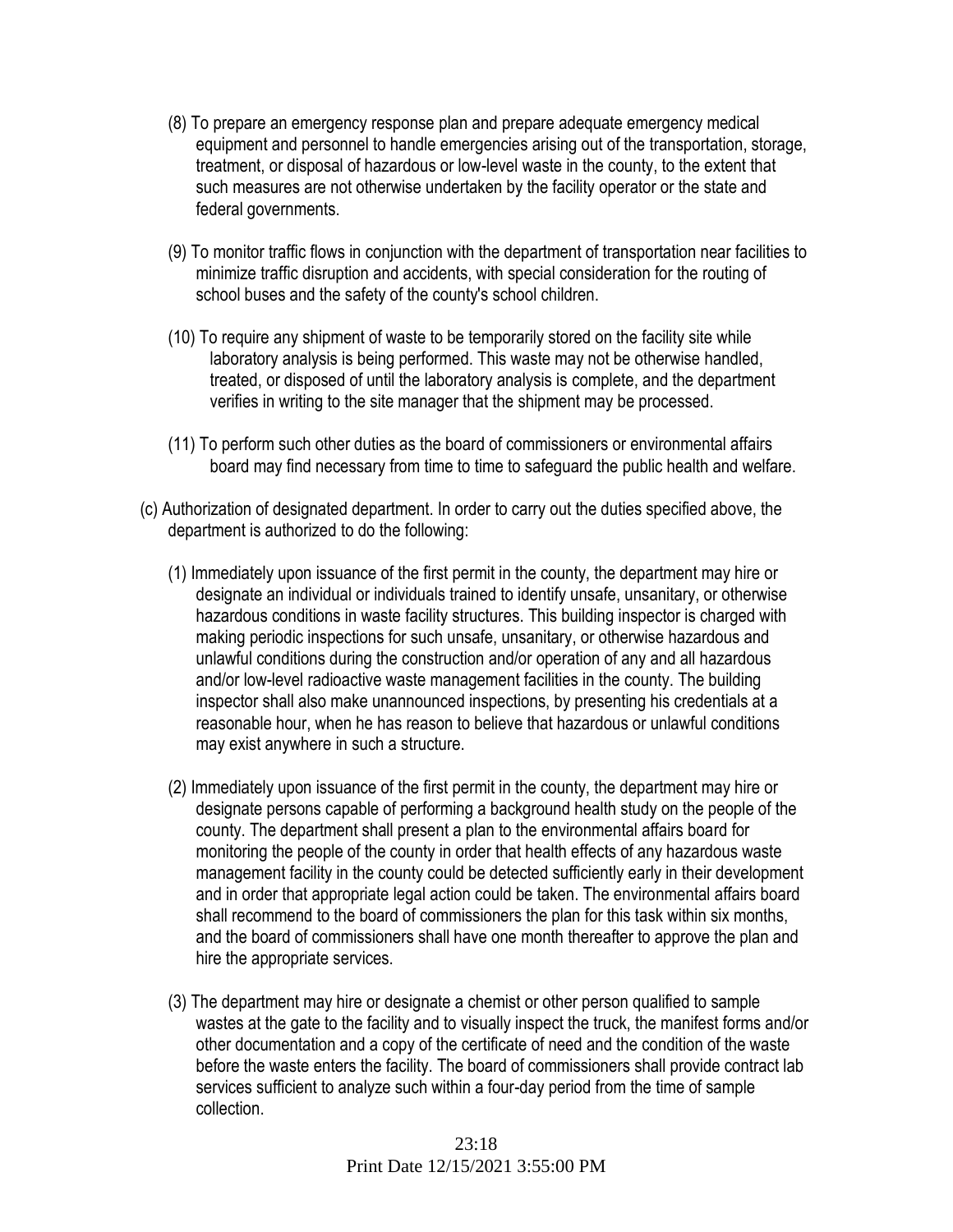(8) To prepare an emergency response plan and prepare adequate emergency medical equipment and personnel to handle emergencies arising out of the transportation, storage, treatment, or disposal of hazardous or low-level waste in the county, to the extent that such measures are not otherwise undertaken by the facility operator or the state and federal governments.

(9) To monitor traffic flows in conjunction with the department of transportation near facilities to minimize traffic disruption and accidents, with special consideration for the routing of school buses and the safety of the county's school children.

(10) To require any shipment of waste to be temporarily stored on the facility site while laboratory analysis is being performed. This waste may not be otherwise handled, treated, or disposed of until the laboratory analysis is complete, and the department verifies in writing to the site manager that the shipment may be processed.

(11) To perform such other duties as the board of commissioners or environmental affairs board may find necessary from time to time to safeguard the public health and welfare.

(c) Authorization of designated department. In order to carry out the duties specified above, the department is authorized to do the following:

(1) Immediately upon issuance of the first permit in the county, the department may hire or designate an individual or individuals trained to identify unsafe, unsanitary, or otherwise hazardous conditions in waste facility structures. This building inspector is charged with making periodic inspections for such unsafe, unsanitary, or otherwise hazardous and unlawful conditions during the construction and/or operation of any and all hazardous and/or low-level radioactive waste management facilities in the county. The building inspector shall also make unannounced inspections, by presenting his credentials at a reasonable hour, when he has reason to believe that hazardous or unlawful conditions may exist anywhere in such a structure.

(2) Immediately upon issuance of the first permit in the county, the department may hire or designate persons capable of performing a background health study on the people of the county. The department shall present a plan to the environmental affairs board for monitoring the people of the county in order that health effects of any hazardous waste management facility in the county could be detected sufficiently early in their development and in order that appropriate legal action could be taken. The environmental affairs board shall recommend to the board of commissioners the plan for this task within six months, and the board of commissioners shall have one month thereafter to approve the plan and hire the appropriate services.

(3) The department may hire or designate a chemist or other person qualified to sample wastes at the gate to the facility and to visually inspect the truck, the manifest forms and/or other documentation and a copy of the certificate of need and the condition of the waste before the waste enters the facility. The board of commissioners shall provide contract lab services sufficient to analyze such within a four-day period from the time of sample collection.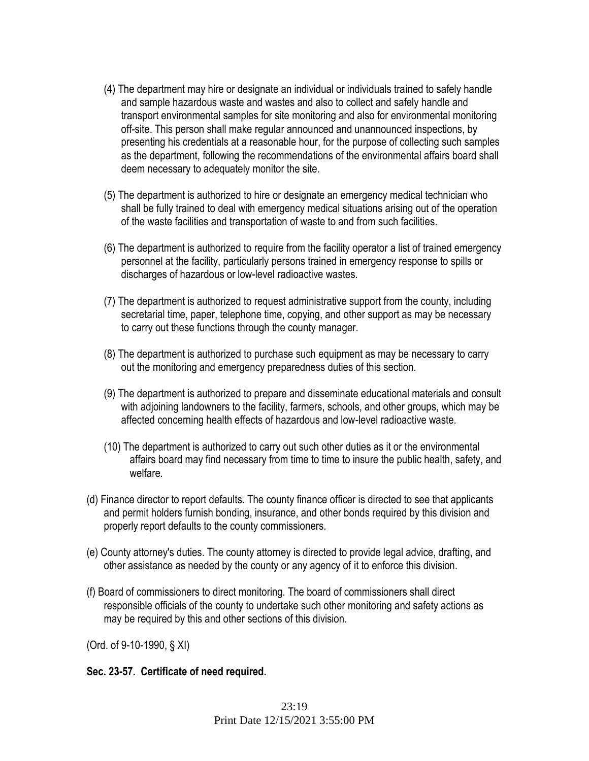(4) The department may hire or designate an individual or individuals trained to safely handle and sample hazardous waste and wastes and also to collect and safely handle and transport environmental samples for site monitoring and also for environmental monitoring off-site. This person shall make regular announced and unannounced inspections, by presenting his credentials at a reasonable hour, for the purpose of collecting such samples as the department, following the recommendations of the environmental affairs board shall deem necessary to adequately monitor the site.

(5) The department is authorized to hire or designate an emergency medical technician who shall be fully trained to deal with emergency medical situations arising out of the operation of the waste facilities and transportation of waste to and from such facilities.

(6) The department is authorized to require from the facility operator a list of trained emergency personnel at the facility, particularly persons trained in emergency response to spills or discharges of hazardous or low-level radioactive wastes.

(7) The department is authorized to request administrative support from the county, including secretarial time, paper, telephone time, copying, and other support as may be necessary to carry out these functions through the county manager.

(8) The department is authorized to purchase such equipment as may be necessary to carry out the monitoring and emergency preparedness duties of this section.

(9) The department is authorized to prepare and disseminate educational materials and consult with adjoining landowners to the facility, farmers, schools, and other groups, which may be affected concerning health effects of hazardous and low-level radioactive waste.

(10) The department is authorized to carry out such other duties as it or the environmental affairs board may find necessary from time to time to insure the public health, safety, and welfare.

(d) Finance director to report defaults. The county finance officer is directed to see that applicants and permit holders furnish bonding, insurance, and other bonds required by this division and properly report defaults to the county commissioners.

(e) County attorney's duties. The county attorney is directed to provide legal advice, drafting, and other assistance as needed by the county or any agency of it to enforce this division.

(f) Board of commissioners to direct monitoring. The board of commissioners shall direct responsible officials of the county to undertake such other monitoring and safety actions as may be required by this and other sections of this division.

(Ord. of 9-10-1990, § XI)

**Sec. 23-57. Certificate of need required.**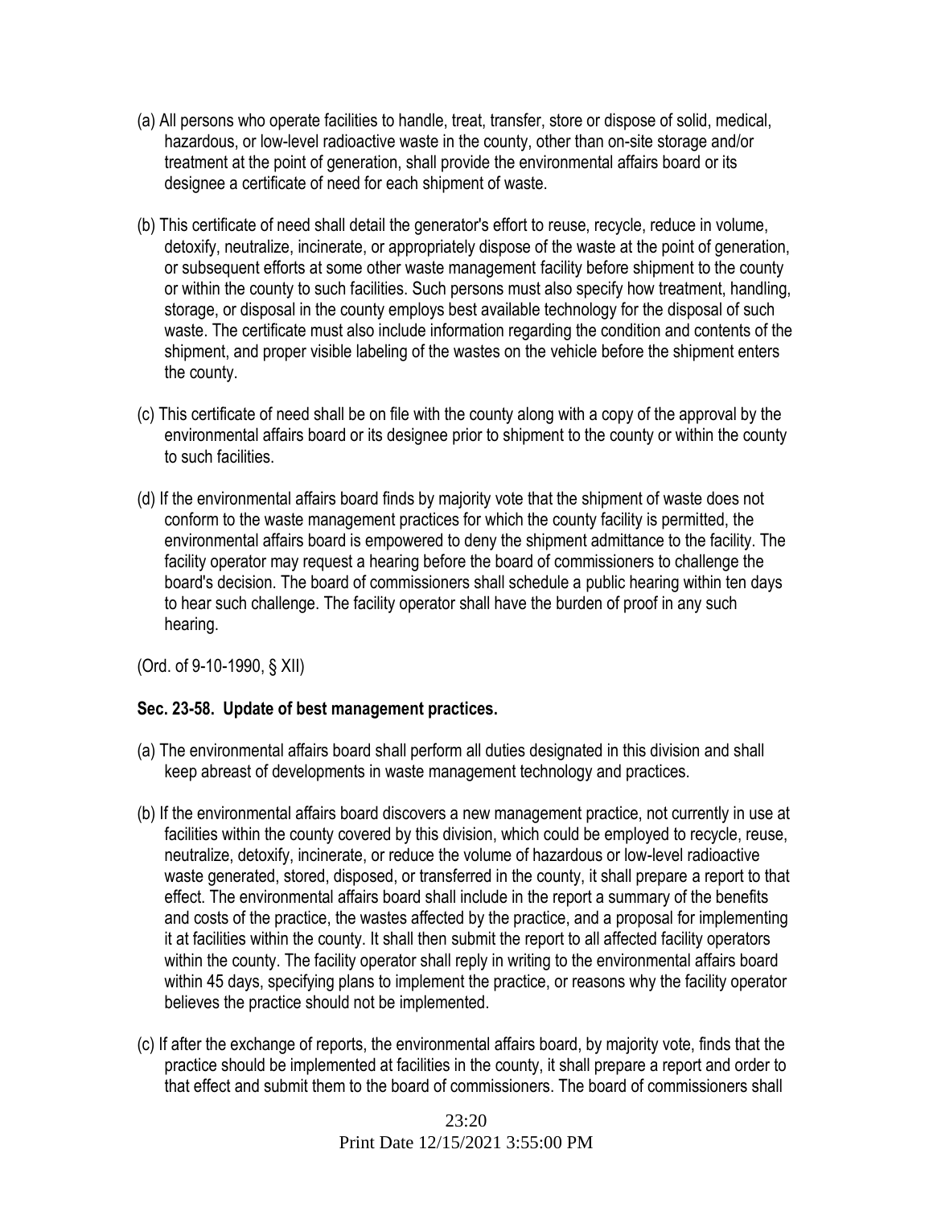(a) All persons who operate facilities to handle, treat, transfer, store or dispose of solid, medical, hazardous, or low-level radioactive waste in the county, other than on-site storage and/or treatment at the point of generation, shall provide the environmental affairs board or its designee a certificate of need for each shipment of waste.

(b) This certificate of need shall detail the generator's effort to reuse, recycle, reduce in volume, detoxify, neutralize, incinerate, or appropriately dispose of the waste at the point of generation, or subsequent efforts at some other waste management facility before shipment to the county or within the county to such facilities. Such persons must also specify how treatment, handling, storage, or disposal in the county employs best available technology for the disposal of such waste. The certificate must also include information regarding the condition and contents of the shipment, and proper visible labeling of the wastes on the vehicle before the shipment enters the county.

(c) This certificate of need shall be on file with the county along with a copy of the approval by the environmental affairs board or its designee prior to shipment to the county or within the county to such facilities.

(d) If the environmental affairs board finds by majority vote that the shipment of waste does not conform to the waste management practices for which the county facility is permitted, the environmental affairs board is empowered to deny the shipment admittance to the facility. The facility operator may request a hearing before the board of commissioners to challenge the board's decision. The board of commissioners shall schedule a public hearing within ten days to hear such challenge. The facility operator shall have the burden of proof in any such hearing.

(Ord. of 9-10-1990, § XII)

**Sec. 23-58. Update of best management practices.**

(a) The environmental affairs board shall perform all duties designated in this division and shall keep abreast of developments in waste management technology and practices.

(b) If the environmental affairs board discovers a new management practice, not currently in use at facilities within the county covered by this division, which could be employed to recycle, reuse, neutralize, detoxify, incinerate, or reduce the volume of hazardous or low-level radioactive waste generated, stored, disposed, or transferred in the county, it shall prepare a report to that effect. The environmental affairs board shall include in the report a summary of the benefits and costs of the practice, the wastes affected by the practice, and a proposal for implementing it at facilities within the county. It shall then submit the report to all affected facility operators within the county. The facility operator shall reply in writing to the environmental affairs board within 45 days, specifying plans to implement the practice, or reasons why the facility operator believes the practice should not be implemented.

(c) If after the exchange of reports, the environmental affairs board, by majority vote, finds that the practice should be implemented at facilities in the county, it shall prepare a report and order to that effect and submit them to the board of commissioners. The board of commissioners shall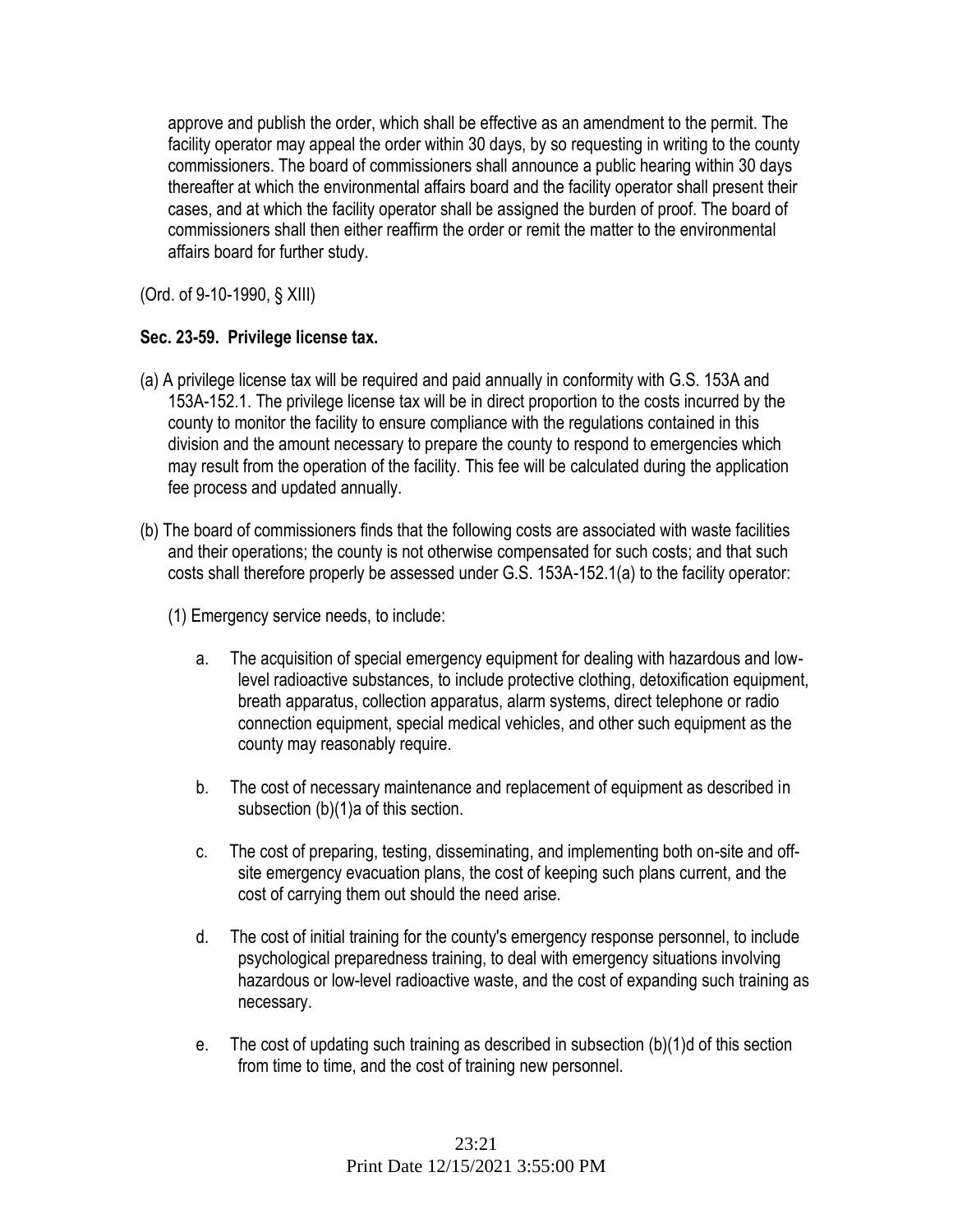approve and publish the order, which shall be effective as an amendment to the permit. The facility operator may appeal the order within 30 days, by so requesting in writing to the county commissioners. The board of commissioners shall announce a public hearing within 30 days thereafter at which the environmental affairs board and the facility operator shall present their cases, and at which the facility operator shall be assigned the burden of proof. The board of commissioners shall then either reaffirm the order or remit the matter to the environmental affairs board for further study.

(Ord. of 9-10-1990, § XIII)

**Sec. 23-59. Privilege license tax.**

(a) A privilege license tax will be required and paid annually in conformity with G.S. 153A and 153A-152.1. The privilege license tax will be in direct proportion to the costs incurred by the county to monitor the facility to ensure compliance with the regulations contained in this division and the amount necessary to prepare the county to respond to emergencies which may result from the operation of the facility. This fee will be calculated during the application fee process and updated annually.

(b) The board of commissioners finds that the following costs are associated with waste facilities and their operations; the county is not otherwise compensated for such costs; and that such costs shall therefore properly be assessed under G.S. 153A-152.1(a) to the facility operator:

(1) Emergency service needs, to include:

a. The acquisition of special emergency equipment for dealing with hazardous and low-level radioactive substances, to include protective clothing, detoxification equipment, breath apparatus, collection apparatus, alarm systems, direct telephone or radio connection equipment, special medical vehicles, and other such equipment as the county may reasonably require.

b. The cost of necessary maintenance and replacement of equipment as described in subsection (b)(1)a of this section.

c. The cost of preparing, testing, disseminating, and implementing both on-site and off-site emergency evacuation plans, the cost of keeping such plans current, and the cost of carrying them out should the need arise.

d. The cost of initial training for the county's emergency response personnel, to include psychological preparedness training, to deal with emergency situations involving hazardous or low-level radioactive waste, and the cost of expanding such training as necessary.

e. The cost of updating such training as described in subsection (b)(1)d of this section from time to time, and the cost of training new personnel.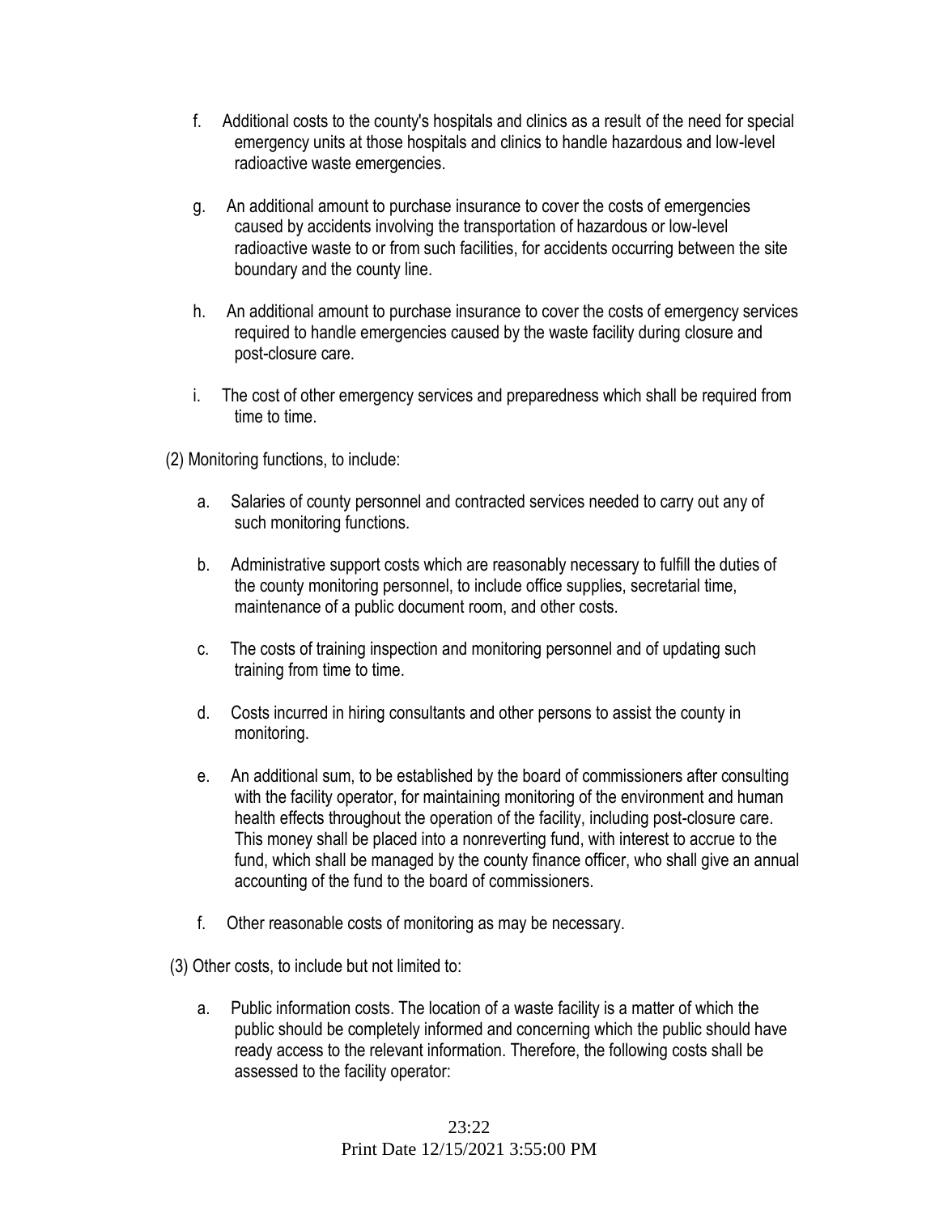f. Additional costs to the county's hospitals and clinics as a result of the need for special emergency units at those hospitals and clinics to handle hazardous and low-level radioactive waste emergencies.

g. An additional amount to purchase insurance to cover the costs of emergencies caused by accidents involving the transportation of hazardous or low-level radioactive waste to or from such facilities, for accidents occurring between the site boundary and the county line.

h. An additional amount to purchase insurance to cover the costs of emergency services required to handle emergencies caused by the waste facility during closure and post-closure care.

i. The cost of other emergency services and preparedness which shall be required from time to time.

(2) Monitoring functions, to include:

a. Salaries of county personnel and contracted services needed to carry out any of such monitoring functions.

b. Administrative support costs which are reasonably necessary to fulfill the duties of the county monitoring personnel, to include office supplies, secretarial time, maintenance of a public document room, and other costs.

c. The costs of training inspection and monitoring personnel and of updating such training from time to time.

d. Costs incurred in hiring consultants and other persons to assist the county in monitoring.

e. An additional sum, to be established by the board of commissioners after consulting with the facility operator, for maintaining monitoring of the environment and human health effects throughout the operation of the facility, including post-closure care. This money shall be placed into a nonreverting fund, with interest to accrue to the fund, which shall be managed by the county finance officer, who shall give an annual accounting of the fund to the board of commissioners.

f. Other reasonable costs of monitoring as may be necessary.

(3) Other costs, to include but not limited to:

a. Public information costs. The location of a waste facility is a matter of which the public should be completely informed and concerning which the public should have ready access to the relevant information. Therefore, the following costs shall be assessed to the facility operator: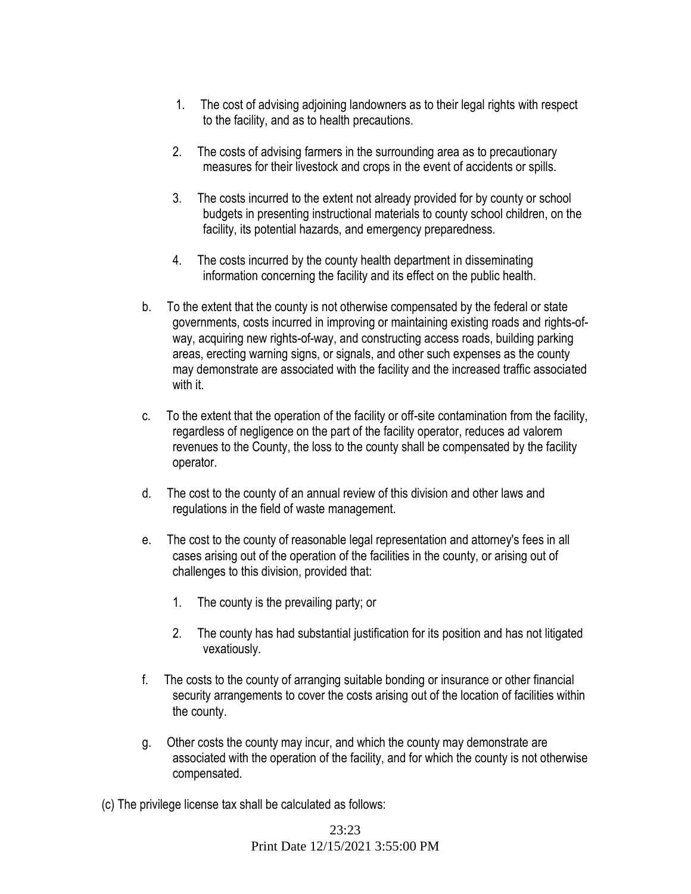1. The cost of advising adjoining landowners as to their legal rights with respect to the facility, and as to health precautions.

2. The costs of advising farmers in the surrounding area as to precautionary measures for their livestock and crops in the event of accidents or spills.

3. The costs incurred to the extent not already provided for by county or school budgets in presenting instructional materials to county school children, on the facility, its potential hazards, and emergency preparedness.

4. The costs incurred by the county health department in disseminating information concerning the facility and its effect on the public health.

b. To the extent that the county is not otherwise compensated by the federal or state governments, costs incurred in improving or maintaining existing roads and rights-of-way, acquiring new rights-of-way, and constructing access roads, building parking areas, erecting warning signs, or signals, and other such expenses as the county may demonstrate are associated with the facility and the increased traffic associated with it.

c. To the extent that the operation of the facility or off-site contamination from the facility, regardless of negligence on the part of the facility operator, reduces ad valorem revenues to the County, the loss to the county shall be compensated by the facility operator.

d. The cost to the county of an annual review of this division and other laws and regulations in the field of waste management.

e. The cost to the county of reasonable legal representation and attorney's fees in all cases arising out of the operation of the facilities in the county, or arising out of challenges to this division, provided that:

   1. The county is the prevailing party; or

   2. The county has had substantial justification for its position and has not litigated vexatiously.

f. The costs to the county of arranging suitable bonding or insurance or other financial security arrangements to cover the costs arising out of the location of facilities within the county.

g. Other costs the county may incur, and which the county may demonstrate are associated with the operation of the facility, and for which the county is not otherwise compensated.

(c) The privilege license tax shall be calculated as follows: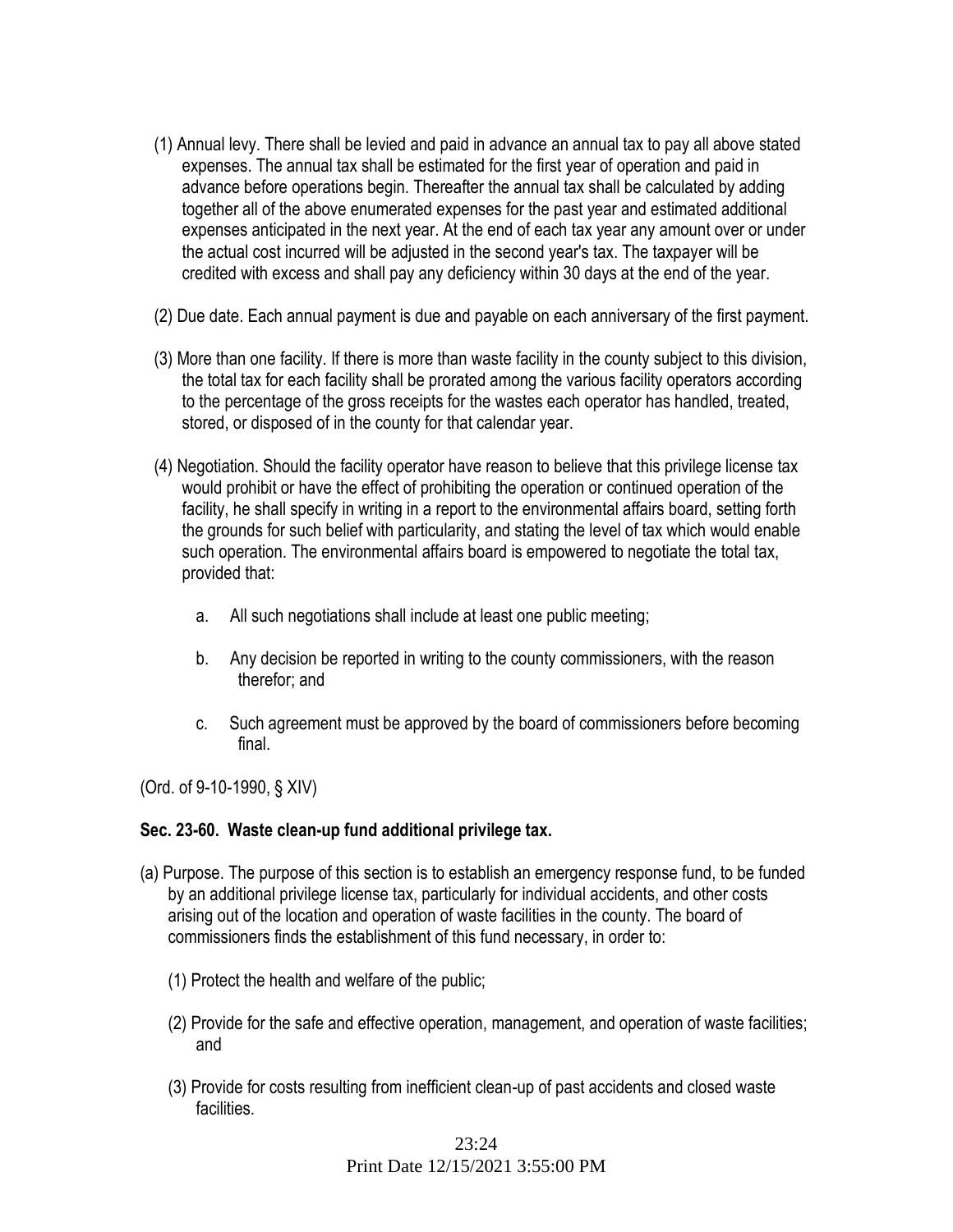(1) Annual levy. There shall be levied and paid in advance an annual tax to pay all above stated expenses. The annual tax shall be estimated for the first year of operation and paid in advance before operations begin. Thereafter the annual tax shall be calculated by adding together all of the above enumerated expenses for the past year and estimated additional expenses anticipated in the next year. At the end of each tax year any amount over or under the actual cost incurred will be adjusted in the second year's tax. The taxpayer will be credited with excess and shall pay any deficiency within 30 days at the end of the year.

(2) Due date. Each annual payment is due and payable on each anniversary of the first payment.

(3) More than one facility. If there is more than waste facility in the county subject to this division, the total tax for each facility shall be prorated among the various facility operators according to the percentage of the gross receipts for the wastes each operator has handled, treated, stored, or disposed of in the county for that calendar year.

(4) Negotiation. Should the facility operator have reason to believe that this privilege license tax would prohibit or have the effect of prohibiting the operation or continued operation of the facility, he shall specify in writing in a report to the environmental affairs board, setting forth the grounds for such belief with particularity, and stating the level of tax which would enable such operation. The environmental affairs board is empowered to negotiate the total tax, provided that:

a. All such negotiations shall include at least one public meeting;

b. Any decision be reported in writing to the county commissioners, with the reason therefor; and

c. Such agreement must be approved by the board of commissioners before becoming final.

(Ord. of 9-10-1990, § XIV)

**Sec. 23-60. Waste clean-up fund additional privilege tax.**

(a) Purpose. The purpose of this section is to establish an emergency response fund, to be funded by an additional privilege license tax, particularly for individual accidents, and other costs arising out of the location and operation of waste facilities in the county. The board of commissioners finds the establishment of this fund necessary, in order to:

(1) Protect the health and welfare of the public;

(2) Provide for the safe and effective operation, management, and operation of waste facilities; and

(3) Provide for costs resulting from inefficient clean-up of past accidents and closed waste facilities.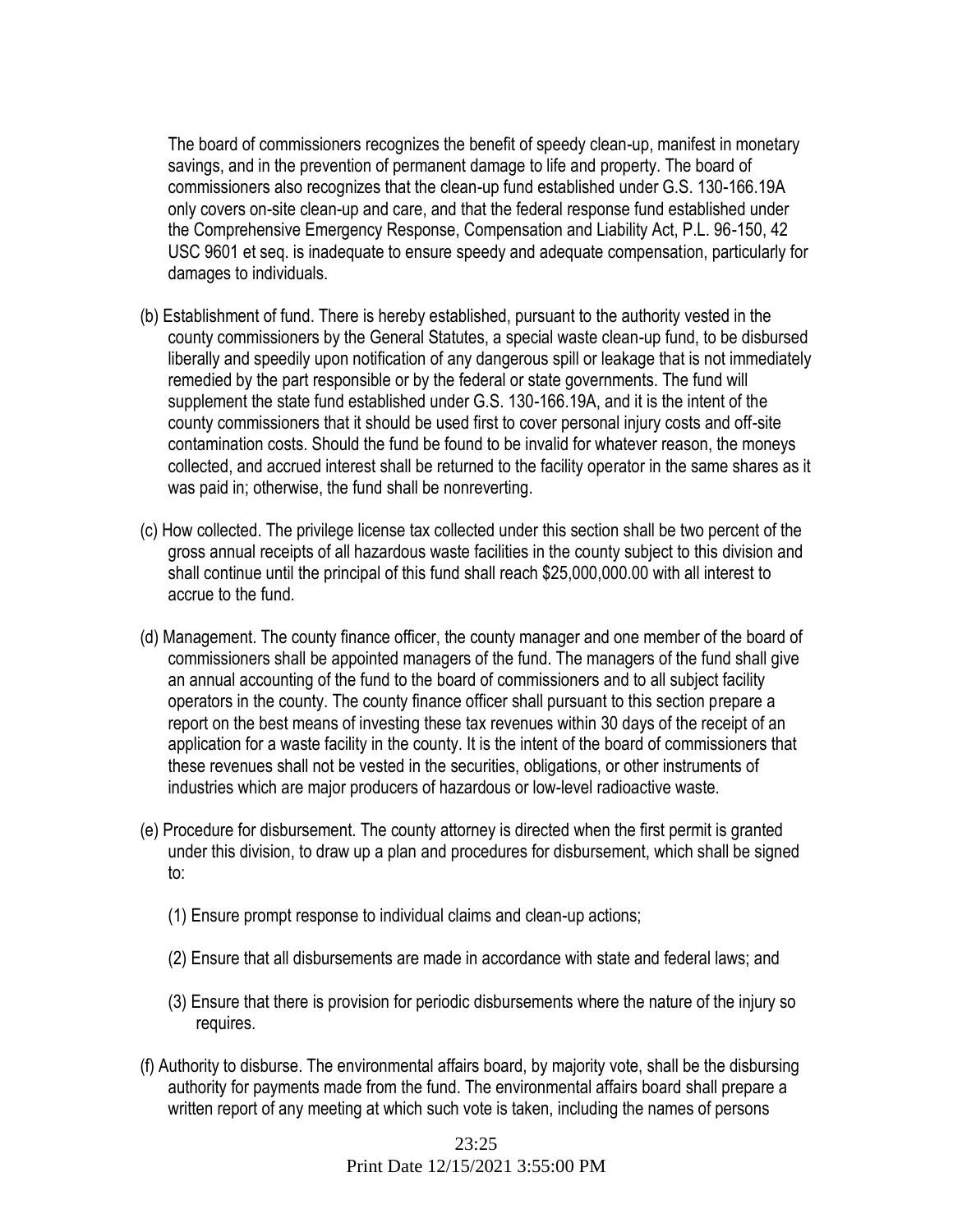The board of commissioners recognizes the benefit of speedy clean-up, manifest in monetary savings, and in the prevention of permanent damage to life and property. The board of commissioners also recognizes that the clean-up fund established under G.S. 130-166.19A only covers on-site clean-up and care, and that the federal response fund established under the Comprehensive Emergency Response, Compensation and Liability Act, P.L. 96-150, 42 USC 9601 et seq. is inadequate to ensure speedy and adequate compensation, particularly for damages to individuals.

(b) Establishment of fund. There is hereby established, pursuant to the authority vested in the county commissioners by the General Statutes, a special waste clean-up fund, to be disbursed liberally and speedily upon notification of any dangerous spill or leakage that is not immediately remedied by the part responsible or by the federal or state governments. The fund will supplement the state fund established under G.S. 130-166.19A, and it is the intent of the county commissioners that it should be used first to cover personal injury costs and off-site contamination costs. Should the fund be found to be invalid for whatever reason, the moneys collected, and accrued interest shall be returned to the facility operator in the same shares as it was paid in; otherwise, the fund shall be nonreverting.

(c) How collected. The privilege license tax collected under this section shall be two percent of the gross annual receipts of all hazardous waste facilities in the county subject to this division and shall continue until the principal of this fund shall reach $25,000,000.00 with all interest to accrue to the fund.

(d) Management. The county finance officer, the county manager and one member of the board of commissioners shall be appointed managers of the fund. The managers of the fund shall give an annual accounting of the fund to the board of commissioners and to all subject facility operators in the county. The county finance officer shall pursuant to this section prepare a report on the best means of investing these tax revenues within 30 days of the receipt of an application for a waste facility in the county. It is the intent of the board of commissioners that these revenues shall not be vested in the securities, obligations, or other instruments of industries which are major producers of hazardous or low-level radioactive waste.

(e) Procedure for disbursement. The county attorney is directed when the first permit is granted under this division, to draw up a plan and procedures for disbursement, which shall be signed to:

(1) Ensure prompt response to individual claims and clean-up actions;

(2) Ensure that all disbursements are made in accordance with state and federal laws; and

(3) Ensure that there is provision for periodic disbursements where the nature of the injury so requires.

(f) Authority to disburse. The environmental affairs board, by majority vote, shall be the disbursing authority for payments made from the fund. The environmental affairs board shall prepare a written report of any meeting at which such vote is taken, including the names of persons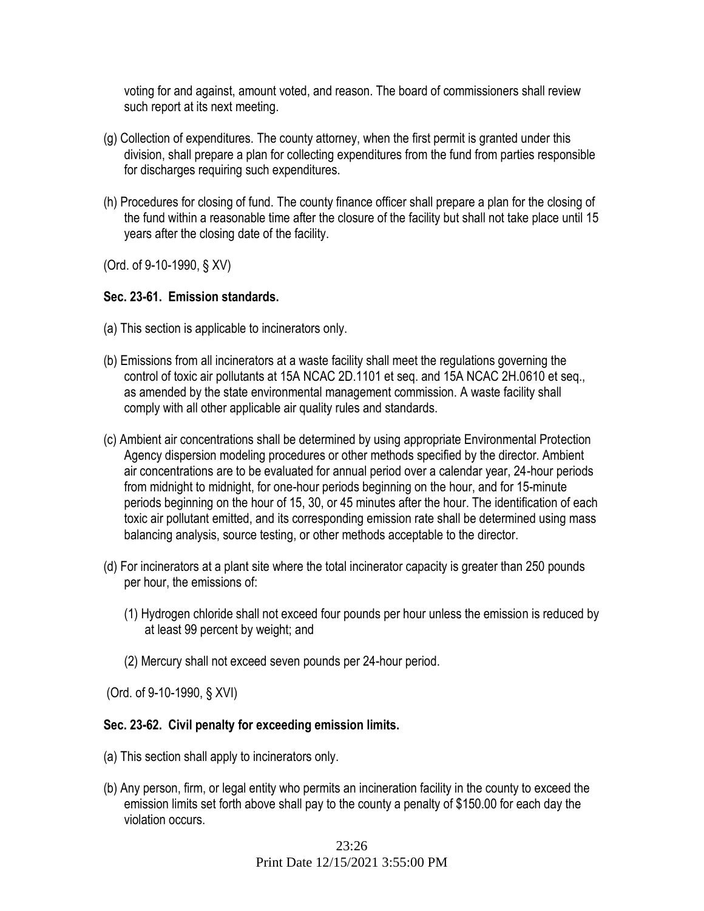voting for and against, amount voted, and reason. The board of commissioners shall review such report at its next meeting.

(g) Collection of expenditures. The county attorney, when the first permit is granted under this division, shall prepare a plan for collecting expenditures from the fund from parties responsible for discharges requiring such expenditures.

(h) Procedures for closing of fund. The county finance officer shall prepare a plan for the closing of the fund within a reasonable time after the closure of the facility but shall not take place until 15 years after the closing date of the facility.

(Ord. of 9-10-1990, § XV)

**Sec. 23-61. Emission standards.**

(a) This section is applicable to incinerators only.

(b) Emissions from all incinerators at a waste facility shall meet the regulations governing the control of toxic air pollutants at 15A NCAC 2D.1101 et seq. and 15A NCAC 2H.0610 et seq., as amended by the state environmental management commission. A waste facility shall comply with all other applicable air quality rules and standards.

(c) Ambient air concentrations shall be determined by using appropriate Environmental Protection Agency dispersion modeling procedures or other methods specified by the director. Ambient air concentrations are to be evaluated for annual period over a calendar year, 24-hour periods from midnight to midnight, for one-hour periods beginning on the hour, and for 15-minute periods beginning on the hour of 15, 30, or 45 minutes after the hour. The identification of each toxic air pollutant emitted, and its corresponding emission rate shall be determined using mass balancing analysis, source testing, or other methods acceptable to the director.

(d) For incinerators at a plant site where the total incinerator capacity is greater than 250 pounds per hour, the emissions of:

(1) Hydrogen chloride shall not exceed four pounds per hour unless the emission is reduced by at least 99 percent by weight; and

(2) Mercury shall not exceed seven pounds per 24-hour period.

(Ord. of 9-10-1990, § XVI)

**Sec. 23-62. Civil penalty for exceeding emission limits.**

(a) This section shall apply to incinerators only.

(b) Any person, firm, or legal entity who permits an incineration facility in the county to exceed the emission limits set forth above shall pay to the county a penalty of $150.00 for each day the violation occurs.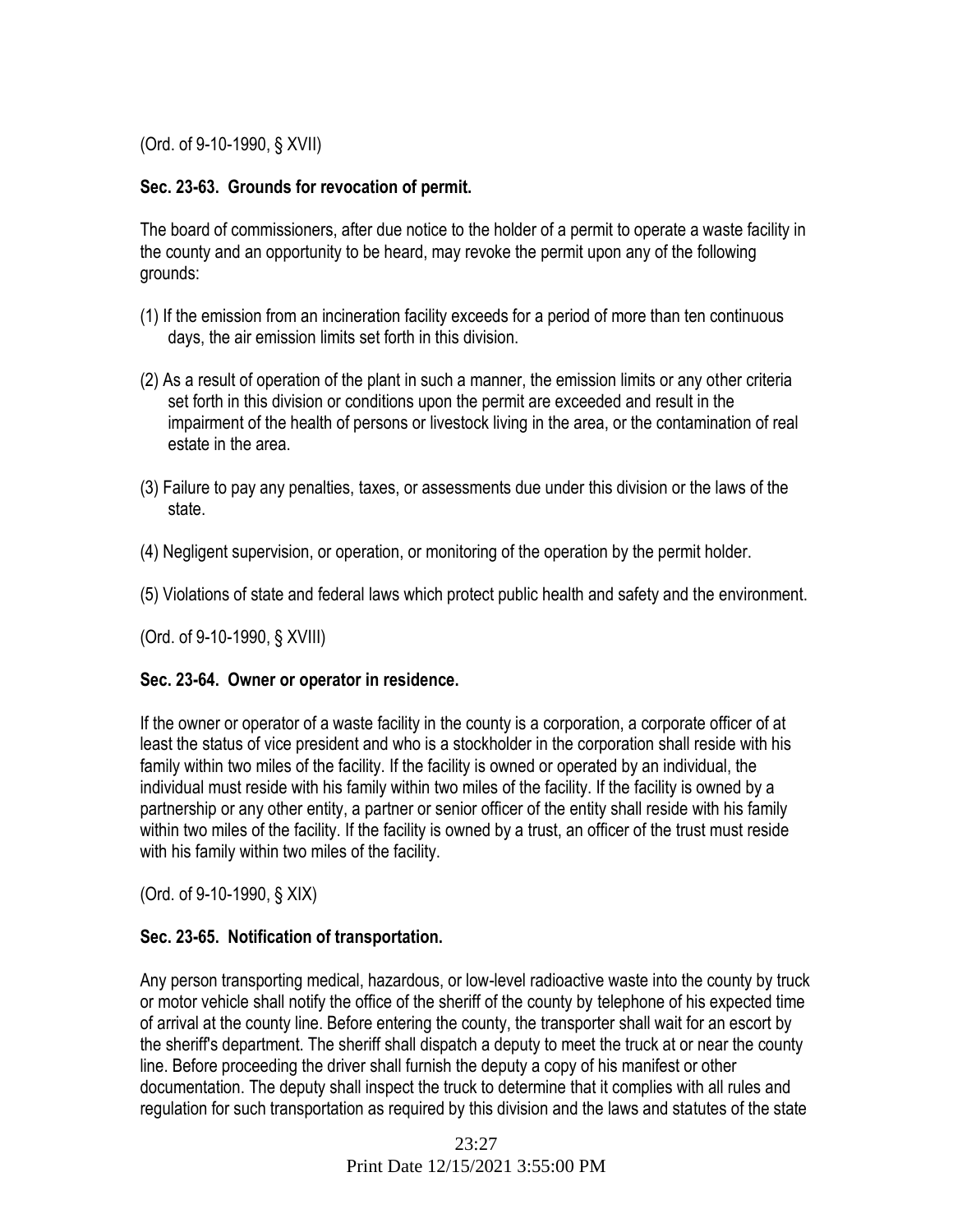(Ord. of 9-10-1990, § XVII)

### Sec. 23-63. Grounds for revocation of permit.

The board of commissioners, after due notice to the holder of a permit to operate a waste facility in the county and an opportunity to be heard, may revoke the permit upon any of the following grounds:

(1) If the emission from an incineration facility exceeds for a period of more than ten continuous days, the air emission limits set forth in this division.

(2) As a result of operation of the plant in such a manner, the emission limits or any other criteria set forth in this division or conditions upon the permit are exceeded and result in the impairment of the health of persons or livestock living in the area, or the contamination of real estate in the area.

(3) Failure to pay any penalties, taxes, or assessments due under this division or the laws of the state.

(4) Negligent supervision, or operation, or monitoring of the operation by the permit holder.

(5) Violations of state and federal laws which protect public health and safety and the environment.

(Ord. of 9-10-1990, § XVIII)

### Sec. 23-64. Owner or operator in residence.

If the owner or operator of a waste facility in the county is a corporation, a corporate officer of at least the status of vice president and who is a stockholder in the corporation shall reside with his family within two miles of the facility. If the facility is owned or operated by an individual, the individual must reside with his family within two miles of the facility. If the facility is owned by a partnership or any other entity, a partner or senior officer of the entity shall reside with his family within two miles of the facility. If the facility is owned by a trust, an officer of the trust must reside with his family within two miles of the facility.

(Ord. of 9-10-1990, § XIX)

### Sec. 23-65. Notification of transportation.

Any person transporting medical, hazardous, or low-level radioactive waste into the county by truck or motor vehicle shall notify the office of the sheriff of the county by telephone of his expected time of arrival at the county line. Before entering the county, the transporter shall wait for an escort by the sheriff's department. The sheriff shall dispatch a deputy to meet the truck at or near the county line. Before proceeding the driver shall furnish the deputy a copy of his manifest or other documentation. The deputy shall inspect the truck to determine that it complies with all rules and regulation for such transportation as required by this division and the laws and statutes of the state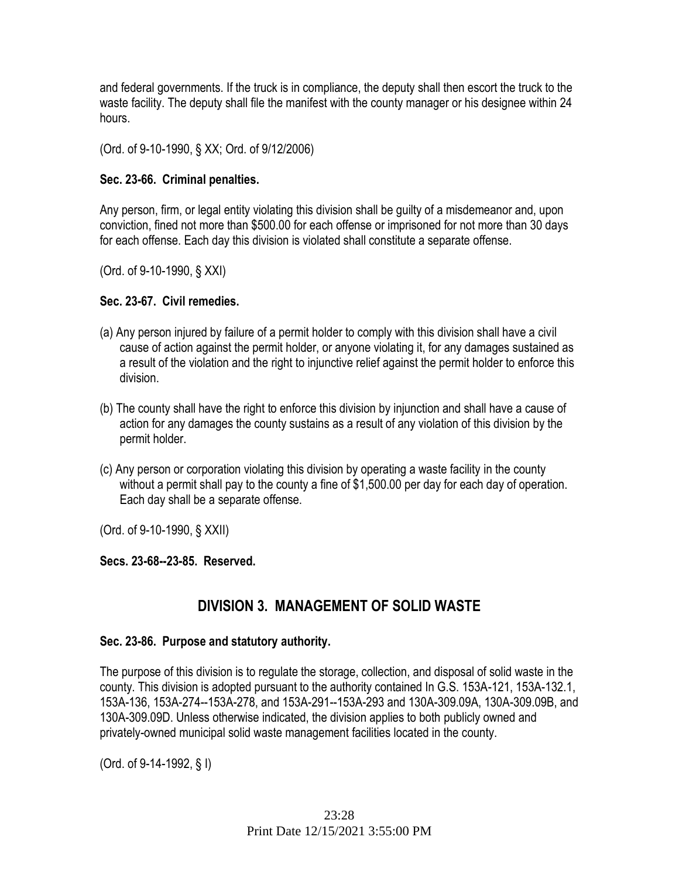and federal governments. If the truck is in compliance, the deputy shall then escort the truck to the waste facility. The deputy shall file the manifest with the county manager or his designee within 24 hours.

(Ord. of 9-10-1990, § XX; Ord. of 9/12/2006)

**Sec. 23-66. Criminal penalties.**

Any person, firm, or legal entity violating this division shall be guilty of a misdemeanor and, upon conviction, fined not more than $500.00 for each offense or imprisoned for not more than 30 days for each offense. Each day this division is violated shall constitute a separate offense.

(Ord. of 9-10-1990, § XXI)

**Sec. 23-67. Civil remedies.**

(a) Any person injured by failure of a permit holder to comply with this division shall have a civil cause of action against the permit holder, or anyone violating it, for any damages sustained as a result of the violation and the right to injunctive relief against the permit holder to enforce this division.

(b) The county shall have the right to enforce this division by injunction and shall have a cause of action for any damages the county sustains as a result of any violation of this division by the permit holder.

(c) Any person or corporation violating this division by operating a waste facility in the county without a permit shall pay to the county a fine of $1,500.00 per day for each day of operation. Each day shall be a separate offense.

(Ord. of 9-10-1990, § XXII)

**Secs. 23-68--23-85. Reserved.**

## DIVISION 3. MANAGEMENT OF SOLID WASTE

**Sec. 23-86. Purpose and statutory authority.**

The purpose of this division is to regulate the storage, collection, and disposal of solid waste in the county. This division is adopted pursuant to the authority contained In G.S. 153A-121, 153A-132.1, 153A-136, 153A-274--153A-278, and 153A-291--153A-293 and 130A-309.09A, 130A-309.09B, and 130A-309.09D. Unless otherwise indicated, the division applies to both publicly owned and privately-owned municipal solid waste management facilities located in the county.

(Ord. of 9-14-1992, § I)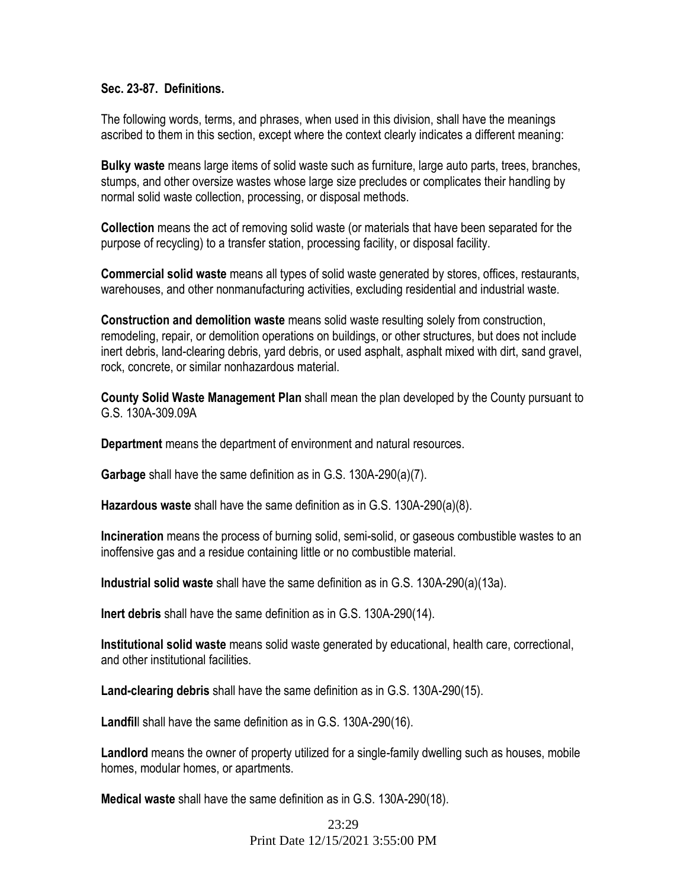### Sec. 23-87. Definitions.

The following words, terms, and phrases, when used in this division, shall have the meanings ascribed to them in this section, except where the context clearly indicates a different meaning:

**Bulky waste** means large items of solid waste such as furniture, large auto parts, trees, branches, stumps, and other oversize wastes whose large size precludes or complicates their handling by normal solid waste collection, processing, or disposal methods.

**Collection** means the act of removing solid waste (or materials that have been separated for the purpose of recycling) to a transfer station, processing facility, or disposal facility.

**Commercial solid waste** means all types of solid waste generated by stores, offices, restaurants, warehouses, and other nonmanufacturing activities, excluding residential and industrial waste.

**Construction and demolition waste** means solid waste resulting solely from construction, remodeling, repair, or demolition operations on buildings, or other structures, but does not include inert debris, land-clearing debris, yard debris, or used asphalt, asphalt mixed with dirt, sand gravel, rock, concrete, or similar nonhazardous material.

**County Solid Waste Management Plan** shall mean the plan developed by the County pursuant to G.S. 130A-309.09A

**Department** means the department of environment and natural resources.

**Garbage** shall have the same definition as in G.S. 130A-290(a)(7).

**Hazardous waste** shall have the same definition as in G.S. 130A-290(a)(8).

**Incineration** means the process of burning solid, semi-solid, or gaseous combustible wastes to an inoffensive gas and a residue containing little or no combustible material.

**Industrial solid waste** shall have the same definition as in G.S. 130A-290(a)(13a).

**Inert debris** shall have the same definition as in G.S. 130A-290(14).

**Institutional solid waste** means solid waste generated by educational, health care, correctional, and other institutional facilities.

**Land-clearing debris** shall have the same definition as in G.S. 130A-290(15).

**Landfill** shall have the same definition as in G.S. 130A-290(16).

**Landlord** means the owner of property utilized for a single-family dwelling such as houses, mobile homes, modular homes, or apartments.

**Medical waste** shall have the same definition as in G.S. 130A-290(18).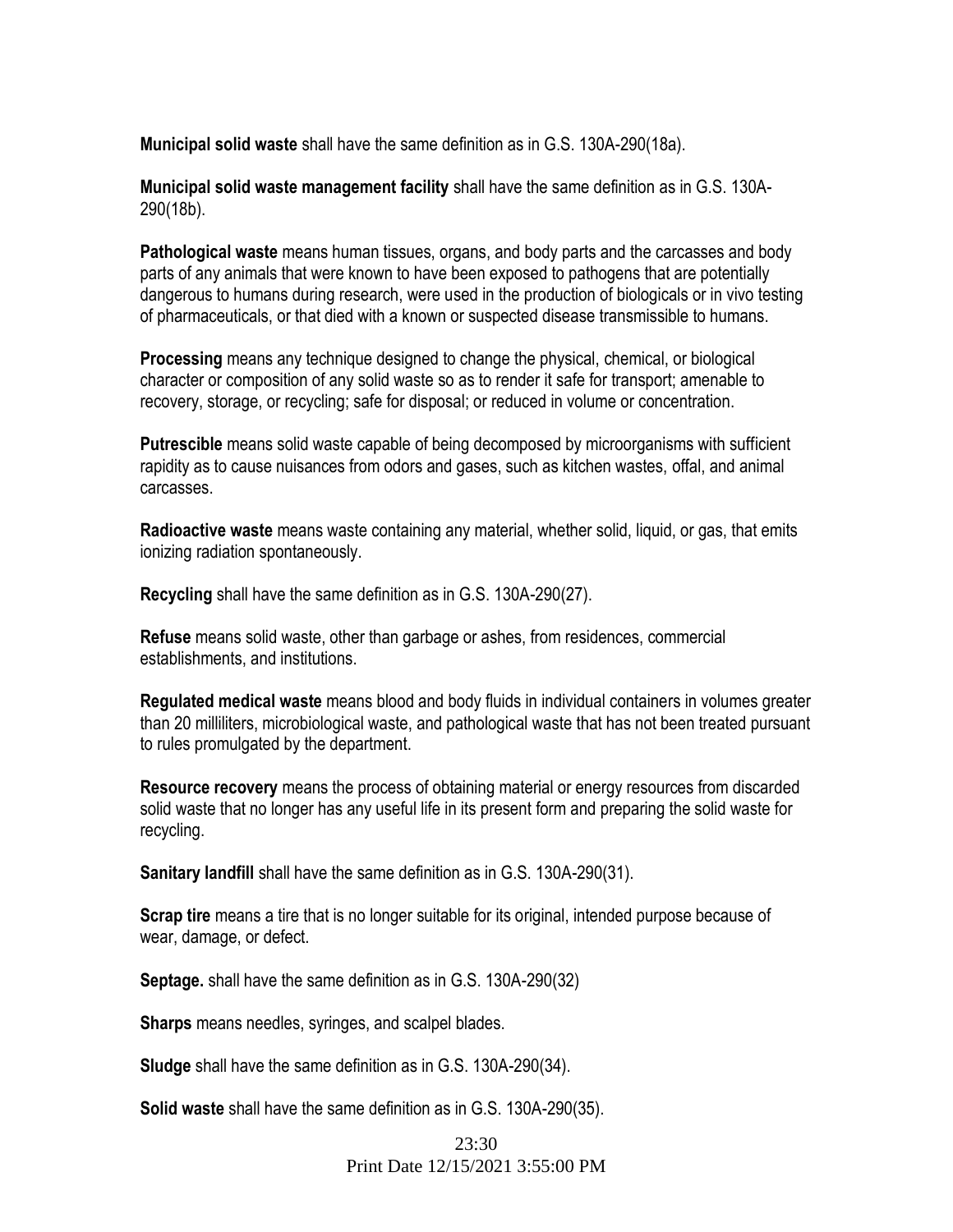**Municipal solid waste** shall have the same definition as in G.S. 130A-290(18a).

**Municipal solid waste management facility** shall have the same definition as in G.S. 130A-290(18b).

**Pathological waste** means human tissues, organs, and body parts and the carcasses and body parts of any animals that were known to have been exposed to pathogens that are potentially dangerous to humans during research, were used in the production of biologicals or in vivo testing of pharmaceuticals, or that died with a known or suspected disease transmissible to humans.

**Processing** means any technique designed to change the physical, chemical, or biological character or composition of any solid waste so as to render it safe for transport; amenable to recovery, storage, or recycling; safe for disposal; or reduced in volume or concentration.

**Putrescible** means solid waste capable of being decomposed by microorganisms with sufficient rapidity as to cause nuisances from odors and gases, such as kitchen wastes, offal, and animal carcasses.

**Radioactive waste** means waste containing any material, whether solid, liquid, or gas, that emits ionizing radiation spontaneously.

**Recycling** shall have the same definition as in G.S. 130A-290(27).

**Refuse** means solid waste, other than garbage or ashes, from residences, commercial establishments, and institutions.

**Regulated medical waste** means blood and body fluids in individual containers in volumes greater than 20 milliliters, microbiological waste, and pathological waste that has not been treated pursuant to rules promulgated by the department.

**Resource recovery** means the process of obtaining material or energy resources from discarded solid waste that no longer has any useful life in its present form and preparing the solid waste for recycling.

**Sanitary landfill** shall have the same definition as in G.S. 130A-290(31).

**Scrap tire** means a tire that is no longer suitable for its original, intended purpose because of wear, damage, or defect.

**Septage.** shall have the same definition as in G.S. 130A-290(32)

**Sharps** means needles, syringes, and scalpel blades.

**Sludge** shall have the same definition as in G.S. 130A-290(34).

**Solid waste** shall have the same definition as in G.S. 130A-290(35).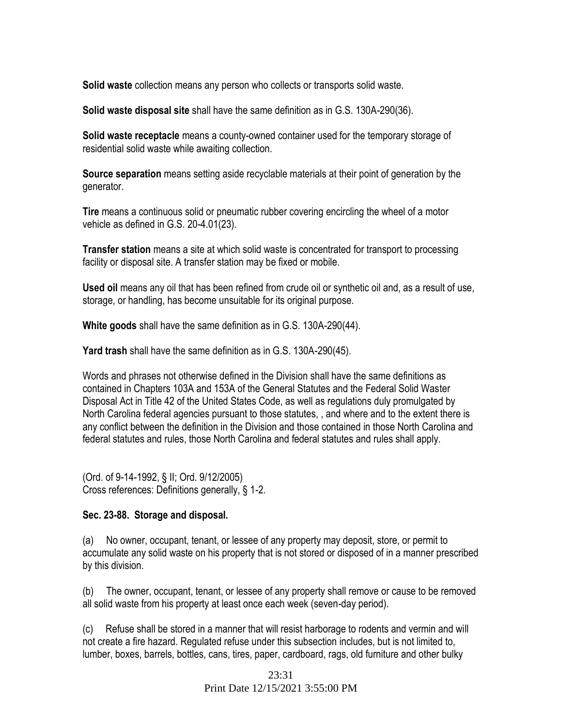**Solid waste** collection means any person who collects or transports solid waste.

**Solid waste disposal site** shall have the same definition as in G.S. 130A-290(36).

**Solid waste receptacle** means a county-owned container used for the temporary storage of residential solid waste while awaiting collection.

**Source separation** means setting aside recyclable materials at their point of generation by the generator.

**Tire** means a continuous solid or pneumatic rubber covering encircling the wheel of a motor vehicle as defined in G.S. 20-4.01(23).

**Transfer station** means a site at which solid waste is concentrated for transport to processing facility or disposal site. A transfer station may be fixed or mobile.

**Used oil** means any oil that has been refined from crude oil or synthetic oil and, as a result of use, storage, or handling, has become unsuitable for its original purpose.

**White goods** shall have the same definition as in G.S. 130A-290(44).

**Yard trash** shall have the same definition as in G.S. 130A-290(45).

Words and phrases not otherwise defined in the Division shall have the same definitions as contained in Chapters 103A and 153A of the General Statutes and the Federal Solid Waster Disposal Act in Title 42 of the United States Code, as well as regulations duly promulgated by North Carolina federal agencies pursuant to those statutes, , and where and to the extent there is any conflict between the definition in the Division and those contained in those North Carolina and federal statutes and rules, those North Carolina and federal statutes and rules shall apply.

(Ord. of 9-14-1992, § II; Ord. 9/12/2005)
Cross references: Definitions generally, § 1-2.

**Sec. 23-88. Storage and disposal.**

(a) No owner, occupant, tenant, or lessee of any property may deposit, store, or permit to accumulate any solid waste on his property that is not stored or disposed of in a manner prescribed by this division.

(b) The owner, occupant, tenant, or lessee of any property shall remove or cause to be removed all solid waste from his property at least once each week (seven-day period).

(c) Refuse shall be stored in a manner that will resist harborage to rodents and vermin and will not create a fire hazard. Regulated refuse under this subsection includes, but is not limited to, lumber, boxes, barrels, bottles, cans, tires, paper, cardboard, rags, old furniture and other bulky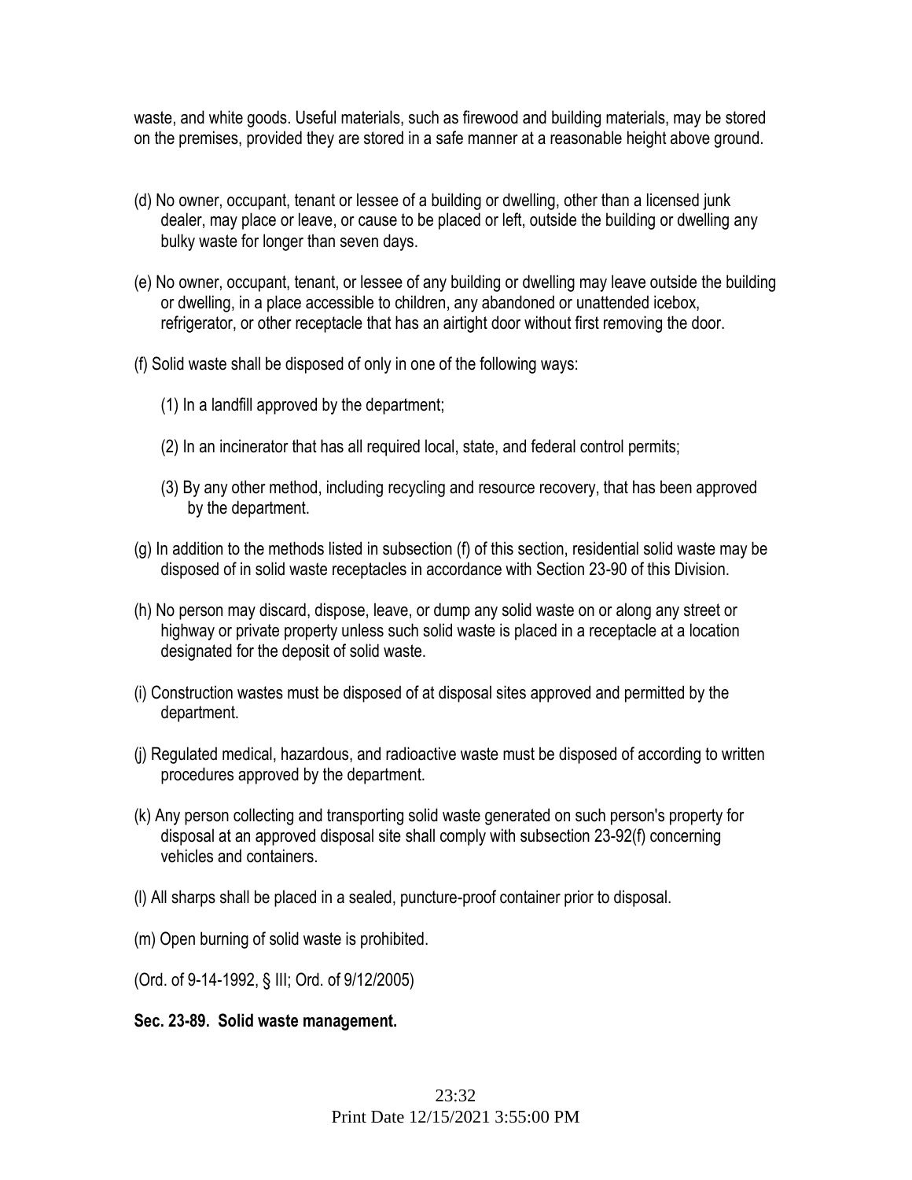waste, and white goods. Useful materials, such as firewood and building materials, may be stored on the premises, provided they are stored in a safe manner at a reasonable height above ground.

(d) No owner, occupant, tenant or lessee of a building or dwelling, other than a licensed junk dealer, may place or leave, or cause to be placed or left, outside the building or dwelling any bulky waste for longer than seven days.

(e) No owner, occupant, tenant, or lessee of any building or dwelling may leave outside the building or dwelling, in a place accessible to children, any abandoned or unattended icebox, refrigerator, or other receptacle that has an airtight door without first removing the door.

(f) Solid waste shall be disposed of only in one of the following ways:

(1) In a landfill approved by the department;

(2) In an incinerator that has all required local, state, and federal control permits;

(3) By any other method, including recycling and resource recovery, that has been approved by the department.

(g) In addition to the methods listed in subsection (f) of this section, residential solid waste may be disposed of in solid waste receptacles in accordance with Section 23-90 of this Division.

(h) No person may discard, dispose, leave, or dump any solid waste on or along any street or highway or private property unless such solid waste is placed in a receptacle at a location designated for the deposit of solid waste.

(i) Construction wastes must be disposed of at disposal sites approved and permitted by the department.

(j) Regulated medical, hazardous, and radioactive waste must be disposed of according to written procedures approved by the department.

(k) Any person collecting and transporting solid waste generated on such person's property for disposal at an approved disposal site shall comply with subsection 23-92(f) concerning vehicles and containers.

(l) All sharps shall be placed in a sealed, puncture-proof container prior to disposal.

(m) Open burning of solid waste is prohibited.

(Ord. of 9-14-1992, § III; Ord. of 9/12/2005)

**Sec. 23-89. Solid waste management.**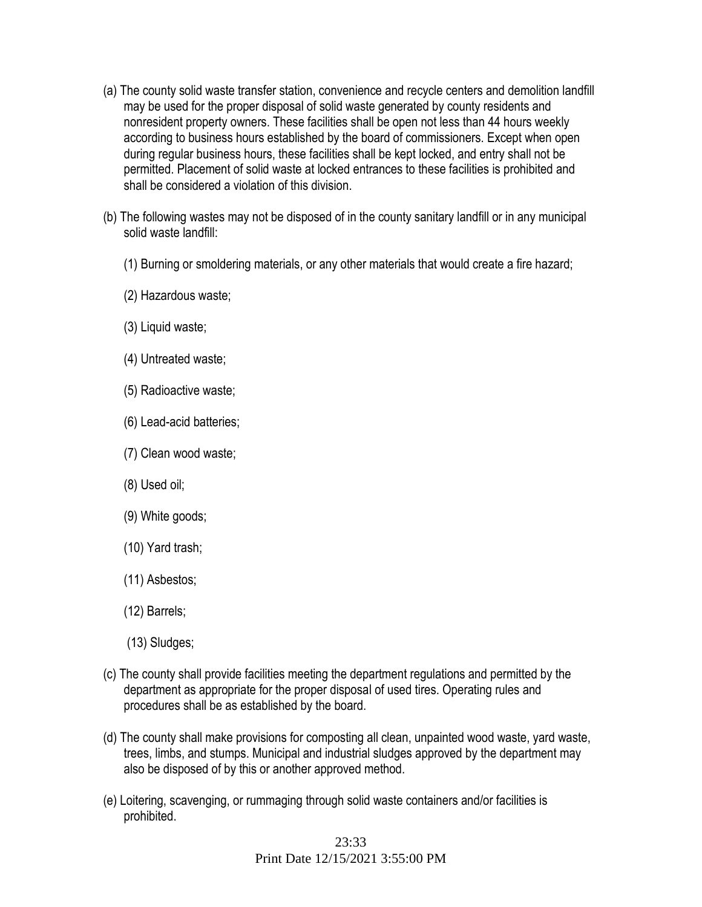(a) The county solid waste transfer station, convenience and recycle centers and demolition landfill may be used for the proper disposal of solid waste generated by county residents and nonresident property owners. These facilities shall be open not less than 44 hours weekly according to business hours established by the board of commissioners. Except when open during regular business hours, these facilities shall be kept locked, and entry shall not be permitted. Placement of solid waste at locked entrances to these facilities is prohibited and shall be considered a violation of this division.

(b) The following wastes may not be disposed of in the county sanitary landfill or in any municipal solid waste landfill:

(1) Burning or smoldering materials, or any other materials that would create a fire hazard;

(2) Hazardous waste;

(3) Liquid waste;

(4) Untreated waste;

(5) Radioactive waste;

(6) Lead-acid batteries;

(7) Clean wood waste;

(8) Used oil;

(9) White goods;

(10) Yard trash;

(11) Asbestos;

(12) Barrels;

(13) Sludges;

(c) The county shall provide facilities meeting the department regulations and permitted by the department as appropriate for the proper disposal of used tires. Operating rules and procedures shall be as established by the board.

(d) The county shall make provisions for composting all clean, unpainted wood waste, yard waste, trees, limbs, and stumps. Municipal and industrial sludges approved by the department may also be disposed of by this or another approved method.

(e) Loitering, scavenging, or rummaging through solid waste containers and/or facilities is prohibited.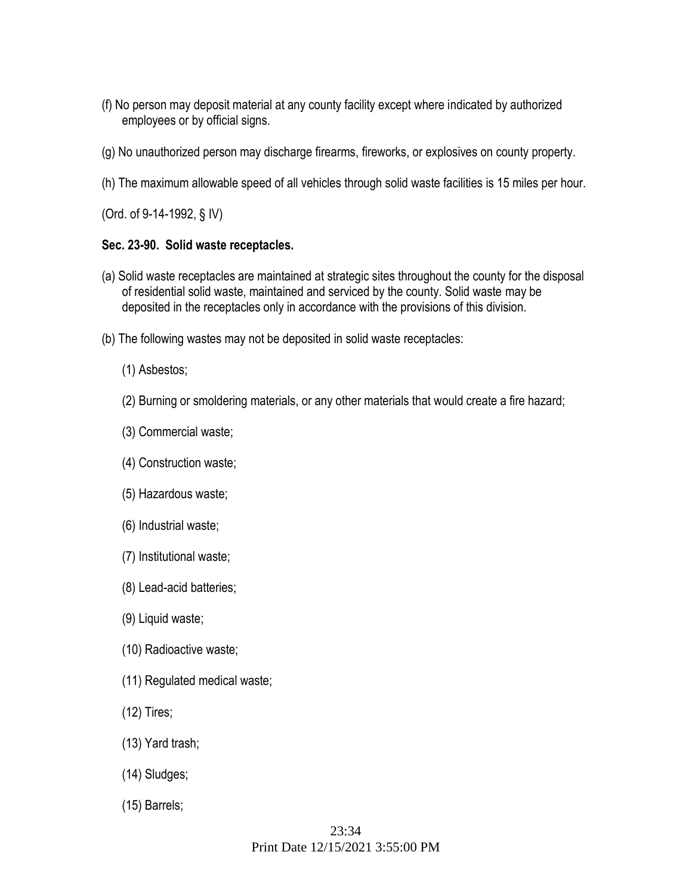(f) No person may deposit material at any county facility except where indicated by authorized employees or by official signs.

(g) No unauthorized person may discharge firearms, fireworks, or explosives on county property.

(h) The maximum allowable speed of all vehicles through solid waste facilities is 15 miles per hour.

(Ord. of 9-14-1992, § IV)

**Sec. 23-90. Solid waste receptacles.**

(a) Solid waste receptacles are maintained at strategic sites throughout the county for the disposal of residential solid waste, maintained and serviced by the county. Solid waste may be deposited in the receptacles only in accordance with the provisions of this division.

(b) The following wastes may not be deposited in solid waste receptacles:

(1) Asbestos;

(2) Burning or smoldering materials, or any other materials that would create a fire hazard;

(3) Commercial waste;

(4) Construction waste;

(5) Hazardous waste;

(6) Industrial waste;

(7) Institutional waste;

(8) Lead-acid batteries;

(9) Liquid waste;

(10) Radioactive waste;

(11) Regulated medical waste;

(12) Tires;

(13) Yard trash;

(14) Sludges;

(15) Barrels;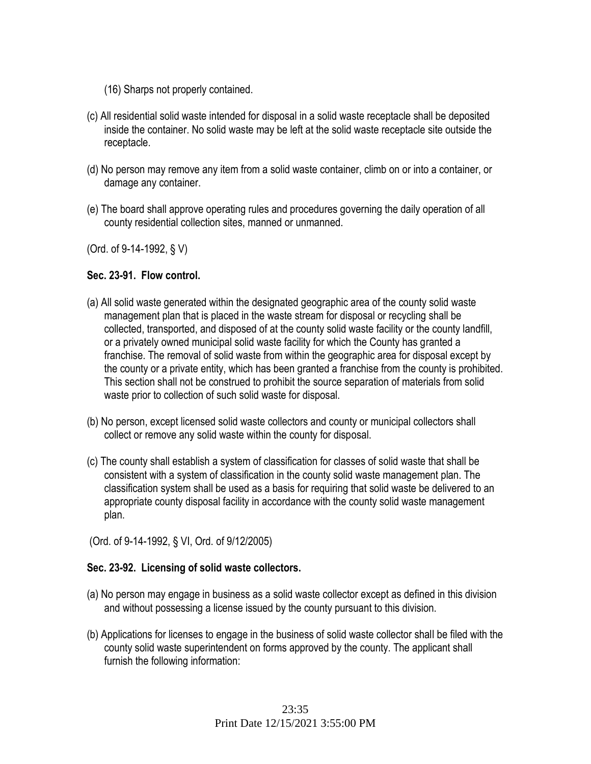(16) Sharps not properly contained.

(c) All residential solid waste intended for disposal in a solid waste receptacle shall be deposited inside the container. No solid waste may be left at the solid waste receptacle site outside the receptacle.

(d) No person may remove any item from a solid waste container, climb on or into a container, or damage any container.

(e) The board shall approve operating rules and procedures governing the daily operation of all county residential collection sites, manned or unmanned.

(Ord. of 9-14-1992, § V)

**Sec. 23-91. Flow control.**

(a) All solid waste generated within the designated geographic area of the county solid waste management plan that is placed in the waste stream for disposal or recycling shall be collected, transported, and disposed of at the county solid waste facility or the county landfill, or a privately owned municipal solid waste facility for which the County has granted a franchise. The removal of solid waste from within the geographic area for disposal except by the county or a private entity, which has been granted a franchise from the county is prohibited. This section shall not be construed to prohibit the source separation of materials from solid waste prior to collection of such solid waste for disposal.

(b) No person, except licensed solid waste collectors and county or municipal collectors shall collect or remove any solid waste within the county for disposal.

(c) The county shall establish a system of classification for classes of solid waste that shall be consistent with a system of classification in the county solid waste management plan. The classification system shall be used as a basis for requiring that solid waste be delivered to an appropriate county disposal facility in accordance with the county solid waste management plan.

(Ord. of 9-14-1992, § VI, Ord. of 9/12/2005)

**Sec. 23-92. Licensing of solid waste collectors.**

(a) No person may engage in business as a solid waste collector except as defined in this division and without possessing a license issued by the county pursuant to this division.

(b) Applications for licenses to engage in the business of solid waste collector shall be filed with the county solid waste superintendent on forms approved by the county. The applicant shall furnish the following information: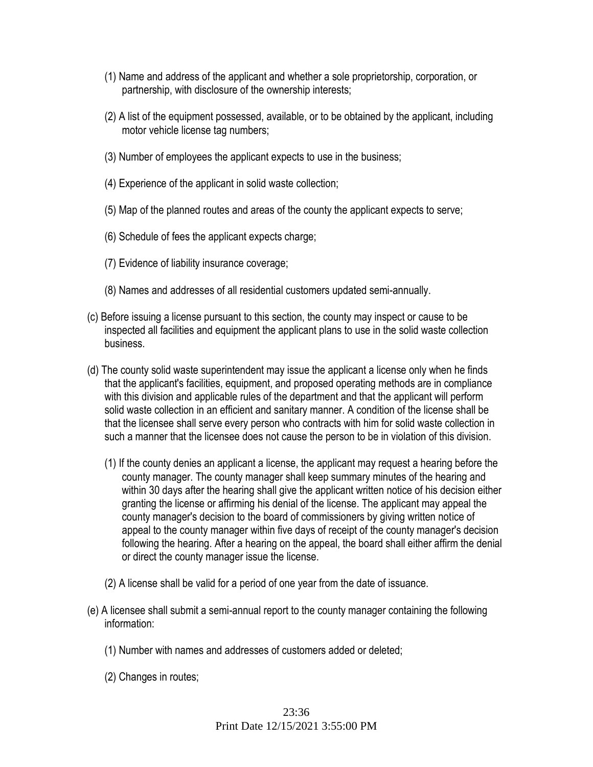(1) Name and address of the applicant and whether a sole proprietorship, corporation, or partnership, with disclosure of the ownership interests;

(2) A list of the equipment possessed, available, or to be obtained by the applicant, including motor vehicle license tag numbers;

(3) Number of employees the applicant expects to use in the business;

(4) Experience of the applicant in solid waste collection;

(5) Map of the planned routes and areas of the county the applicant expects to serve;

(6) Schedule of fees the applicant expects charge;

(7) Evidence of liability insurance coverage;

(8) Names and addresses of all residential customers updated semi-annually.

(c) Before issuing a license pursuant to this section, the county may inspect or cause to be inspected all facilities and equipment the applicant plans to use in the solid waste collection business.

(d) The county solid waste superintendent may issue the applicant a license only when he finds that the applicant's facilities, equipment, and proposed operating methods are in compliance with this division and applicable rules of the department and that the applicant will perform solid waste collection in an efficient and sanitary manner. A condition of the license shall be that the licensee shall serve every person who contracts with him for solid waste collection in such a manner that the licensee does not cause the person to be in violation of this division.

(1) If the county denies an applicant a license, the applicant may request a hearing before the county manager. The county manager shall keep summary minutes of the hearing and within 30 days after the hearing shall give the applicant written notice of his decision either granting the license or affirming his denial of the license. The applicant may appeal the county manager's decision to the board of commissioners by giving written notice of appeal to the county manager within five days of receipt of the county manager's decision following the hearing. After a hearing on the appeal, the board shall either affirm the denial or direct the county manager issue the license.

(2) A license shall be valid for a period of one year from the date of issuance.

(e) A licensee shall submit a semi-annual report to the county manager containing the following information:

(1) Number with names and addresses of customers added or deleted;

(2) Changes in routes;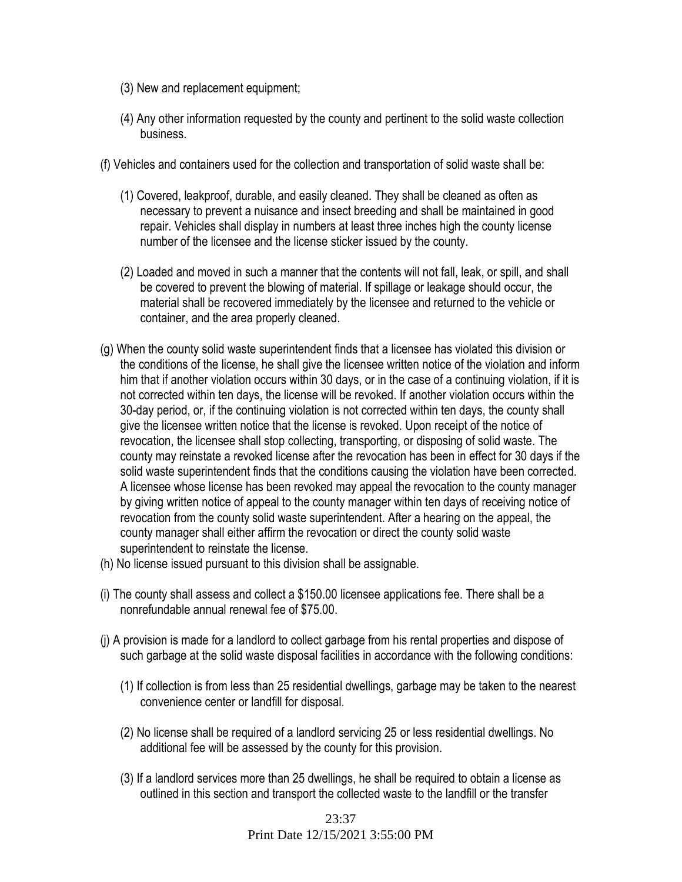(3) New and replacement equipment;

(4) Any other information requested by the county and pertinent to the solid waste collection business.

(f) Vehicles and containers used for the collection and transportation of solid waste shall be:

(1) Covered, leakproof, durable, and easily cleaned. They shall be cleaned as often as necessary to prevent a nuisance and insect breeding and shall be maintained in good repair. Vehicles shall display in numbers at least three inches high the county license number of the licensee and the license sticker issued by the county.

(2) Loaded and moved in such a manner that the contents will not fall, leak, or spill, and shall be covered to prevent the blowing of material. If spillage or leakage should occur, the material shall be recovered immediately by the licensee and returned to the vehicle or container, and the area properly cleaned.

(g) When the county solid waste superintendent finds that a licensee has violated this division or the conditions of the license, he shall give the licensee written notice of the violation and inform him that if another violation occurs within 30 days, or in the case of a continuing violation, if it is not corrected within ten days, the license will be revoked. If another violation occurs within the 30-day period, or, if the continuing violation is not corrected within ten days, the county shall give the licensee written notice that the license is revoked. Upon receipt of the notice of revocation, the licensee shall stop collecting, transporting, or disposing of solid waste. The county may reinstate a revoked license after the revocation has been in effect for 30 days if the solid waste superintendent finds that the conditions causing the violation have been corrected. A licensee whose license has been revoked may appeal the revocation to the county manager by giving written notice of appeal to the county manager within ten days of receiving notice of revocation from the county solid waste superintendent. After a hearing on the appeal, the county manager shall either affirm the revocation or direct the county solid waste superintendent to reinstate the license.

(h) No license issued pursuant to this division shall be assignable.

(i) The county shall assess and collect a $150.00 licensee applications fee. There shall be a nonrefundable annual renewal fee of $75.00.

(j) A provision is made for a landlord to collect garbage from his rental properties and dispose of such garbage at the solid waste disposal facilities in accordance with the following conditions:

(1) If collection is from less than 25 residential dwellings, garbage may be taken to the nearest convenience center or landfill for disposal.

(2) No license shall be required of a landlord servicing 25 or less residential dwellings. No additional fee will be assessed by the county for this provision.

(3) If a landlord services more than 25 dwellings, he shall be required to obtain a license as outlined in this section and transport the collected waste to the landfill or the transfer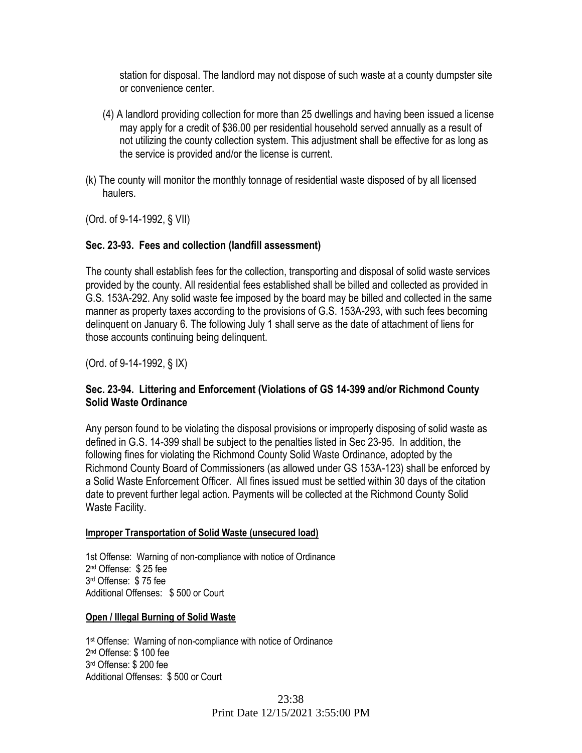station for disposal. The landlord may not dispose of such waste at a county dumpster site or convenience center.

(4) A landlord providing collection for more than 25 dwellings and having been issued a license may apply for a credit of $36.00 per residential household served annually as a result of not utilizing the county collection system. This adjustment shall be effective for as long as the service is provided and/or the license is current.

(k) The county will monitor the monthly tonnage of residential waste disposed of by all licensed haulers.

(Ord. of 9-14-1992, § VII)

### Sec. 23-93. Fees and collection (landfill assessment)

The county shall establish fees for the collection, transporting and disposal of solid waste services provided by the county. All residential fees established shall be billed and collected as provided in G.S. 153A-292. Any solid waste fee imposed by the board may be billed and collected in the same manner as property taxes according to the provisions of G.S. 153A-293, with such fees becoming delinquent on January 6. The following July 1 shall serve as the date of attachment of liens for those accounts continuing being delinquent.

(Ord. of 9-14-1992, § IX)

### Sec. 23-94. Littering and Enforcement (Violations of GS 14-399 and/or Richmond County Solid Waste Ordinance

Any person found to be violating the disposal provisions or improperly disposing of solid waste as defined in G.S. 14-399 shall be subject to the penalties listed in Sec 23-95. In addition, the following fines for violating the Richmond County Solid Waste Ordinance, adopted by the Richmond County Board of Commissioners (as allowed under GS 153A-123) shall be enforced by a Solid Waste Enforcement Officer. All fines issued must be settled within 30 days of the citation date to prevent further legal action. Payments will be collected at the Richmond County Solid Waste Facility.

**Improper Transportation of Solid Waste (unsecured load)**

1st Offense: Warning of non-compliance with notice of Ordinance
2nd Offense: $ 25 fee
3rd Offense: $ 75 fee
Additional Offenses: $ 500 or Court

**Open / Illegal Burning of Solid Waste**

1st Offense: Warning of non-compliance with notice of Ordinance
2nd Offense: $ 100 fee
3rd Offense: $ 200 fee
Additional Offenses: $ 500 or Court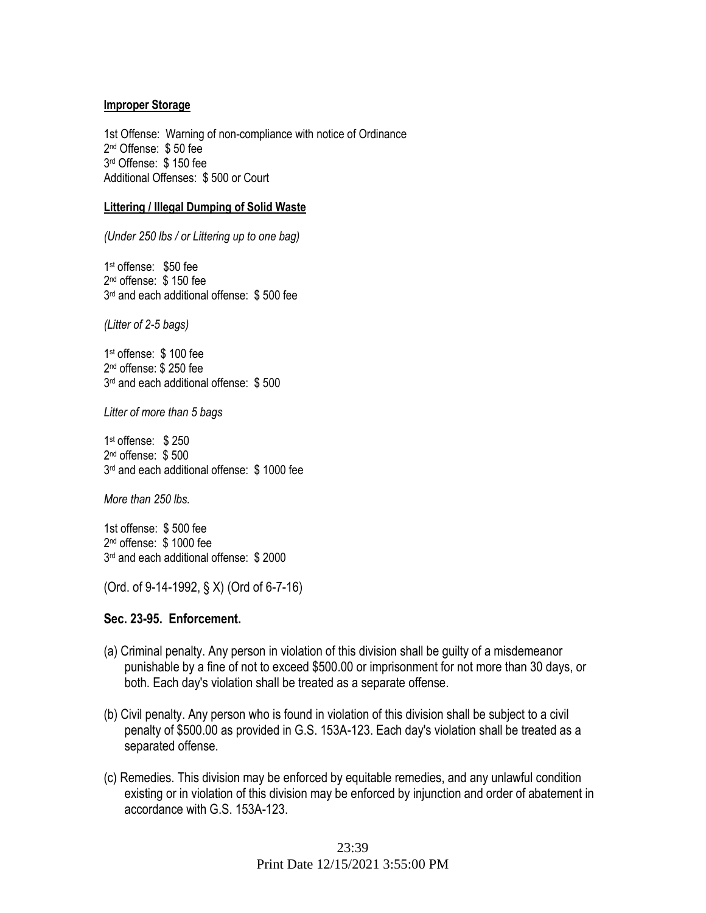**Improper Storage**

1st Offense: Warning of non-compliance with notice of Ordinance
2nd Offense: $ 50 fee
3rd Offense: $ 150 fee
Additional Offenses: $ 500 or Court

**Littering / Illegal Dumping of Solid Waste**

*(Under 250 lbs / or Littering up to one bag)*

1st offense: $50 fee
2nd offense: $ 150 fee
3rd and each additional offense: $ 500 fee

*(Litter of 2-5 bags)*

1st offense: $ 100 fee
2nd offense: $ 250 fee
3rd and each additional offense: $ 500

*Litter of more than 5 bags*

1st offense: $ 250
2nd offense: $ 500
3rd and each additional offense: $ 1000 fee

*More than 250 lbs.*

1st offense: $ 500 fee
2nd offense: $ 1000 fee
3rd and each additional offense: $ 2000

(Ord. of 9-14-1992, § X) (Ord of 6-7-16)

### Sec. 23-95. Enforcement.

(a) Criminal penalty. Any person in violation of this division shall be guilty of a misdemeanor punishable by a fine of not to exceed $500.00 or imprisonment for not more than 30 days, or both. Each day's violation shall be treated as a separate offense.

(b) Civil penalty. Any person who is found in violation of this division shall be subject to a civil penalty of $500.00 as provided in G.S. 153A-123. Each day's violation shall be treated as a separated offense.

(c) Remedies. This division may be enforced by equitable remedies, and any unlawful condition existing or in violation of this division may be enforced by injunction and order of abatement in accordance with G.S. 153A-123.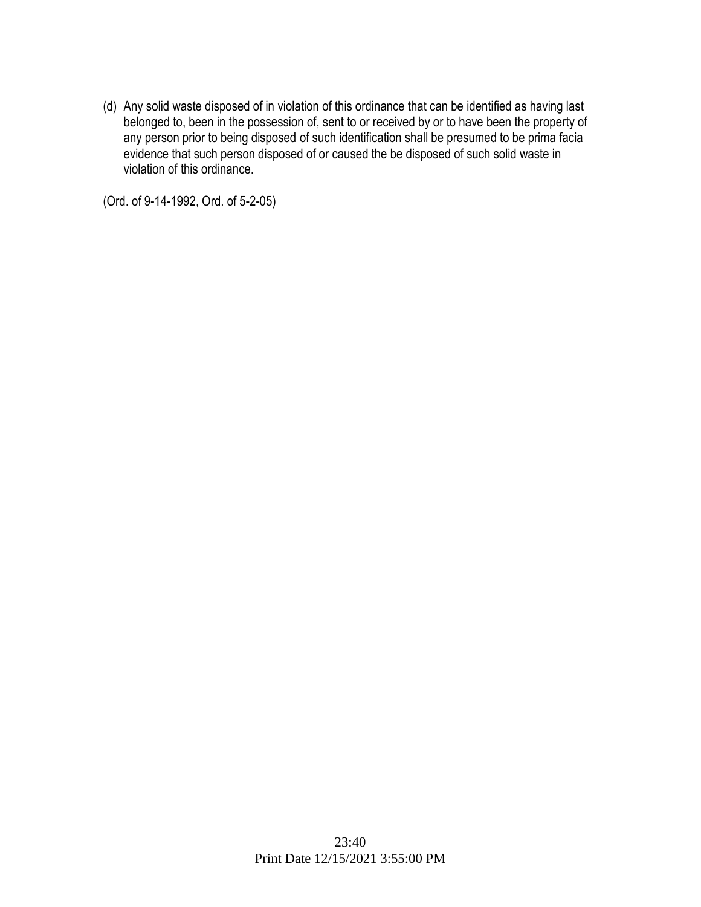(d) Any solid waste disposed of in violation of this ordinance that can be identified as having last belonged to, been in the possession of, sent to or received by or to have been the property of any person prior to being disposed of such identification shall be presumed to be prima facia evidence that such person disposed of or caused the be disposed of such solid waste in violation of this ordinance.

(Ord. of 9-14-1992, Ord. of 5-2-05)